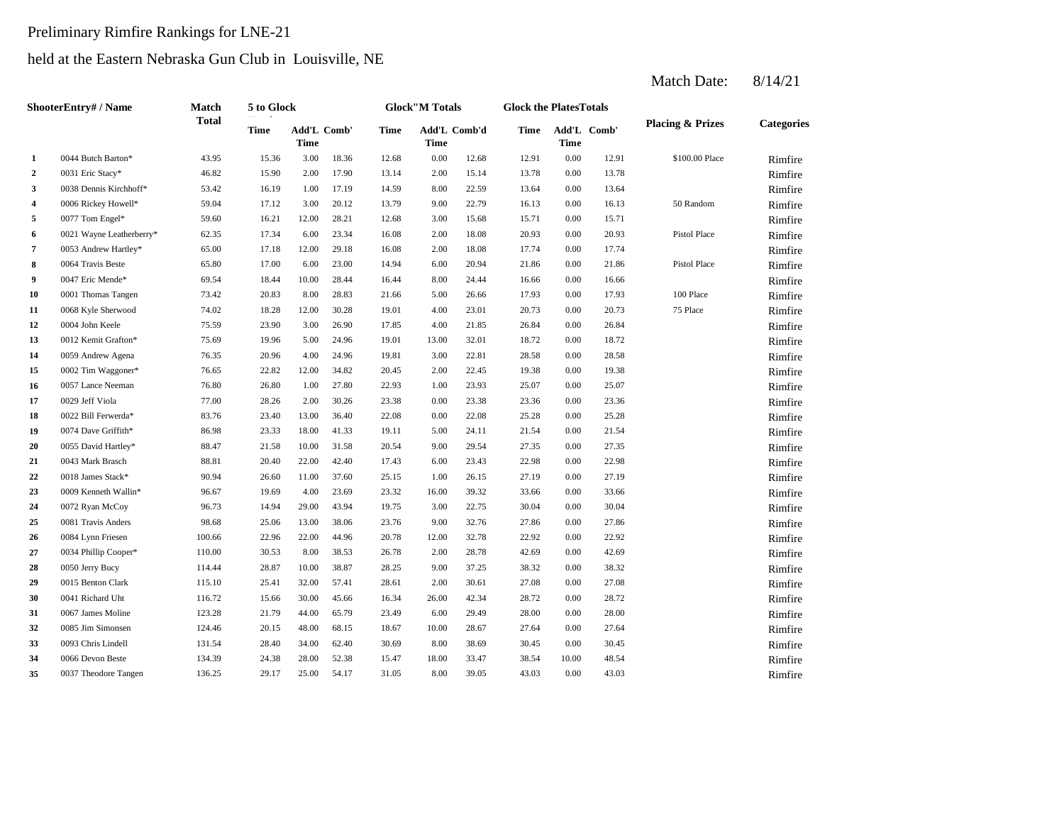Preliminary Rimfire Rankings for LNE-21

held at the Eastern Nebraska Gun Club in Louisville, NE

Match Date: 8/14/21

| Shooter | Entry# / Name | Match Total | 5 to Glock | | | Glock"M Totals | | | Glock the Plates Totals | | | Placing & Prizes | Categories |
|---|---|---|---|---|---|---|---|---|---|---|---|---|---|
| | | | Time | Add'L Time | Comb' | Time | Add'L Time | Comb'd | Time | Add'L Time | Comb' | | |
| 1 | 0044 Butch Barton* | 43.95 | 15.36 | 3.00 | 18.36 | 12.68 | 0.00 | 12.68 | 12.91 | 0.00 | 12.91 | $100.00 Place | Rimfire |
| 2 | 0031 Eric Stacy* | 46.82 | 15.90 | 2.00 | 17.90 | 13.14 | 2.00 | 15.14 | 13.78 | 0.00 | 13.78 | | Rimfire |
| 3 | 0038 Dennis Kirchhoff* | 53.42 | 16.19 | 1.00 | 17.19 | 14.59 | 8.00 | 22.59 | 13.64 | 0.00 | 13.64 | | Rimfire |
| 4 | 0006 Rickey Howell* | 59.04 | 17.12 | 3.00 | 20.12 | 13.79 | 9.00 | 22.79 | 16.13 | 0.00 | 16.13 | 50 Random | Rimfire |
| 5 | 0077 Tom Engel* | 59.60 | 16.21 | 12.00 | 28.21 | 12.68 | 3.00 | 15.68 | 15.71 | 0.00 | 15.71 | | Rimfire |
| 6 | 0021 Wayne Leatherberry* | 62.35 | 17.34 | 6.00 | 23.34 | 16.08 | 2.00 | 18.08 | 20.93 | 0.00 | 20.93 | Pistol Place | Rimfire |
| 7 | 0053 Andrew Hartley* | 65.00 | 17.18 | 12.00 | 29.18 | 16.08 | 2.00 | 18.08 | 17.74 | 0.00 | 17.74 | | Rimfire |
| 8 | 0064 Travis Beste | 65.80 | 17.00 | 6.00 | 23.00 | 14.94 | 6.00 | 20.94 | 21.86 | 0.00 | 21.86 | Pistol Place | Rimfire |
| 9 | 0047 Eric Mende* | 69.54 | 18.44 | 10.00 | 28.44 | 16.44 | 8.00 | 24.44 | 16.66 | 0.00 | 16.66 | | Rimfire |
| 10 | 0001 Thomas Tangen | 73.42 | 20.83 | 8.00 | 28.83 | 21.66 | 5.00 | 26.66 | 17.93 | 0.00 | 17.93 | 100 Place | Rimfire |
| 11 | 0068 Kyle Sherwood | 74.02 | 18.28 | 12.00 | 30.28 | 19.01 | 4.00 | 23.01 | 20.73 | 0.00 | 20.73 | 75 Place | Rimfire |
| 12 | 0004 John Keele | 75.59 | 23.90 | 3.00 | 26.90 | 17.85 | 4.00 | 21.85 | 26.84 | 0.00 | 26.84 | | Rimfire |
| 13 | 0012 Kemit Grafton* | 75.69 | 19.96 | 5.00 | 24.96 | 19.01 | 13.00 | 32.01 | 18.72 | 0.00 | 18.72 | | Rimfire |
| 14 | 0059 Andrew Agena | 76.35 | 20.96 | 4.00 | 24.96 | 19.81 | 3.00 | 22.81 | 28.58 | 0.00 | 28.58 | | Rimfire |
| 15 | 0002 Tim Waggoner* | 76.65 | 22.82 | 12.00 | 34.82 | 20.45 | 2.00 | 22.45 | 19.38 | 0.00 | 19.38 | | Rimfire |
| 16 | 0057 Lance Neeman | 76.80 | 26.80 | 1.00 | 27.80 | 22.93 | 1.00 | 23.93 | 25.07 | 0.00 | 25.07 | | Rimfire |
| 17 | 0029 Jeff Viola | 77.00 | 28.26 | 2.00 | 30.26 | 23.38 | 0.00 | 23.38 | 23.36 | 0.00 | 23.36 | | Rimfire |
| 18 | 0022 Bill Ferwerda* | 83.76 | 23.40 | 13.00 | 36.40 | 22.08 | 0.00 | 22.08 | 25.28 | 0.00 | 25.28 | | Rimfire |
| 19 | 0074 Dave Griffith* | 86.98 | 23.33 | 18.00 | 41.33 | 19.11 | 5.00 | 24.11 | 21.54 | 0.00 | 21.54 | | Rimfire |
| 20 | 0055 David Hartley* | 88.47 | 21.58 | 10.00 | 31.58 | 20.54 | 9.00 | 29.54 | 27.35 | 0.00 | 27.35 | | Rimfire |
| 21 | 0043 Mark Brasch | 88.81 | 20.40 | 22.00 | 42.40 | 17.43 | 6.00 | 23.43 | 22.98 | 0.00 | 22.98 | | Rimfire |
| 22 | 0018 James Stack* | 90.94 | 26.60 | 11.00 | 37.60 | 25.15 | 1.00 | 26.15 | 27.19 | 0.00 | 27.19 | | Rimfire |
| 23 | 0009 Kenneth Wallin* | 96.67 | 19.69 | 4.00 | 23.69 | 23.32 | 16.00 | 39.32 | 33.66 | 0.00 | 33.66 | | Rimfire |
| 24 | 0072 Ryan McCoy | 96.73 | 14.94 | 29.00 | 43.94 | 19.75 | 3.00 | 22.75 | 30.04 | 0.00 | 30.04 | | Rimfire |
| 25 | 0081 Travis Anders | 98.68 | 25.06 | 13.00 | 38.06 | 23.76 | 9.00 | 32.76 | 27.86 | 0.00 | 27.86 | | Rimfire |
| 26 | 0084 Lynn Friesen | 100.66 | 22.96 | 22.00 | 44.96 | 20.78 | 12.00 | 32.78 | 22.92 | 0.00 | 22.92 | | Rimfire |
| 27 | 0034 Phillip Cooper* | 110.00 | 30.53 | 8.00 | 38.53 | 26.78 | 2.00 | 28.78 | 42.69 | 0.00 | 42.69 | | Rimfire |
| 28 | 0050 Jerry Bucy | 114.44 | 28.87 | 10.00 | 38.87 | 28.25 | 9.00 | 37.25 | 38.32 | 0.00 | 38.32 | | Rimfire |
| 29 | 0015 Benton Clark | 115.10 | 25.41 | 32.00 | 57.41 | 28.61 | 2.00 | 30.61 | 27.08 | 0.00 | 27.08 | | Rimfire |
| 30 | 0041 Richard Uht | 116.72 | 15.66 | 30.00 | 45.66 | 16.34 | 26.00 | 42.34 | 28.72 | 0.00 | 28.72 | | Rimfire |
| 31 | 0067 James Moline | 123.28 | 21.79 | 44.00 | 65.79 | 23.49 | 6.00 | 29.49 | 28.00 | 0.00 | 28.00 | | Rimfire |
| 32 | 0085 Jim Simonsen | 124.46 | 20.15 | 48.00 | 68.15 | 18.67 | 10.00 | 28.67 | 27.64 | 0.00 | 27.64 | | Rimfire |
| 33 | 0093 Chris Lindell | 131.54 | 28.40 | 34.00 | 62.40 | 30.69 | 8.00 | 38.69 | 30.45 | 0.00 | 30.45 | | Rimfire |
| 34 | 0066 Devon Beste | 134.39 | 24.38 | 28.00 | 52.38 | 15.47 | 18.00 | 33.47 | 38.54 | 10.00 | 48.54 | | Rimfire |
| 35 | 0037 Theodore Tangen | 136.25 | 29.17 | 25.00 | 54.17 | 31.05 | 8.00 | 39.05 | 43.03 | 0.00 | 43.03 | | Rimfire |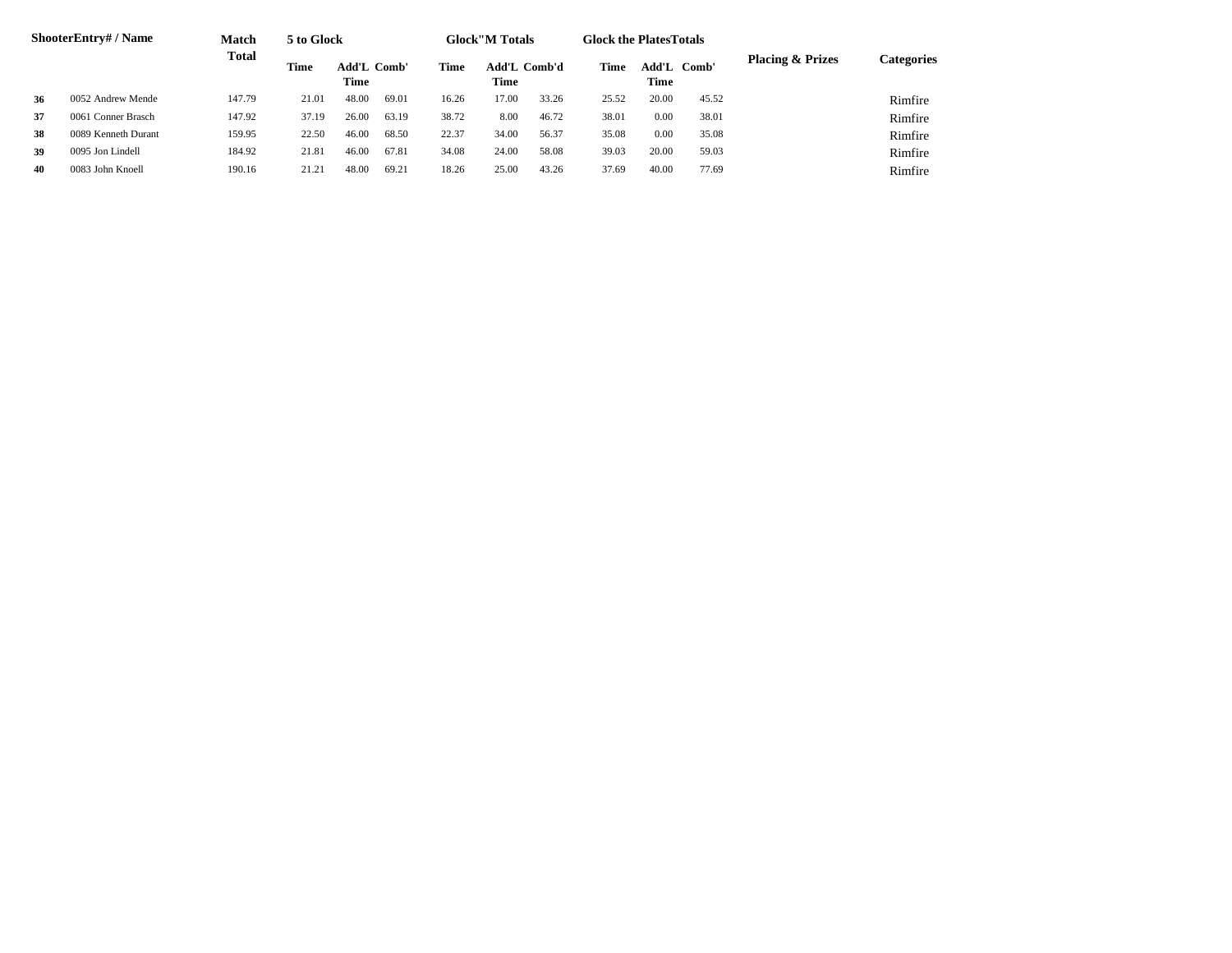| Shooter | Entry# / Name | Match Total | 5 to Glock | | | Glock"M Totals | | | Glock the Plates Totals | | | Placing & Prizes | Categories |
|---|---|---|---|---|---|---|---|---|---|---|---|---|---|
| | | | Time | Add'L Time | Comb' | Time | Add'L Time | Comb'd | Time | Add'L Time | Comb' | | |
| **36** | 0052 Andrew Mende | 147.79 | 21.01 | 48.00 | 69.01 | 16.26 | 17.00 | 33.26 | 25.52 | 20.00 | 45.52 | | Rimfire |
| **37** | 0061 Conner Brasch | 147.92 | 37.19 | 26.00 | 63.19 | 38.72 | 8.00 | 46.72 | 38.01 | 0.00 | 38.01 | | Rimfire |
| **38** | 0089 Kenneth Durant | 159.95 | 22.50 | 46.00 | 68.50 | 22.37 | 34.00 | 56.37 | 35.08 | 0.00 | 35.08 | | Rimfire |
| **39** | 0095 Jon Lindell | 184.92 | 21.81 | 46.00 | 67.81 | 34.08 | 24.00 | 58.08 | 39.03 | 20.00 | 59.03 | | Rimfire |
| **40** | 0083 John Knoell | 190.16 | 21.21 | 48.00 | 69.21 | 18.26 | 25.00 | 43.26 | 37.69 | 40.00 | 77.69 | | Rimfire |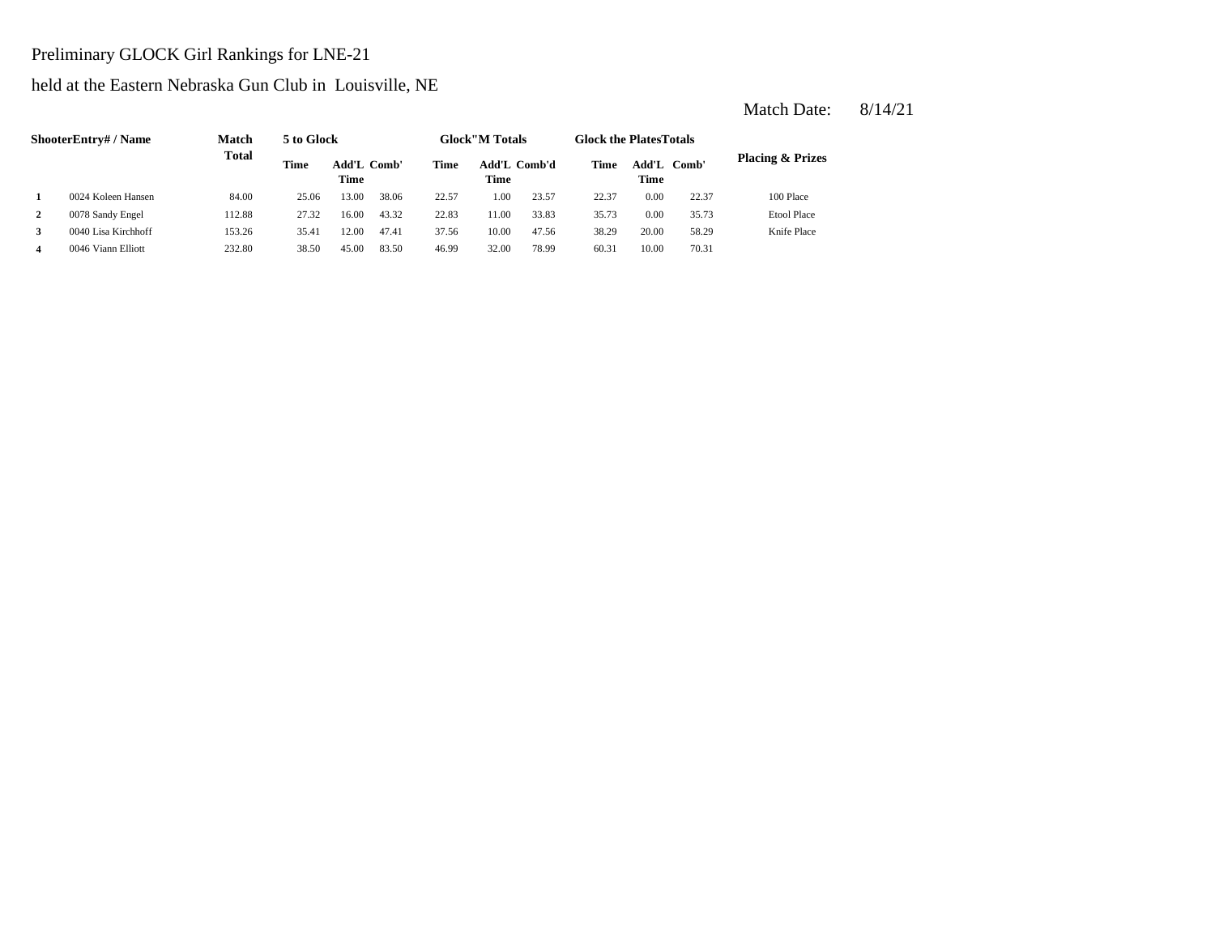Preliminary GLOCK Girl Rankings for LNE-21

held at the Eastern Nebraska Gun Club in Louisville, NE

Match Date: 8/14/21

| Shooter | Entry# / Name | Match Total | 5 to Glock | | | Glock"M Totals | | | Glock the Plates Totals | | | Placing & Prizes |
|---|---|---|---|---|---|---|---|---|---|---|---|---|
| | | | Time | Add'L Time | Comb' | Time | Add'L Time | Comb'd | Time | Add'L Time | Comb' | |
| 1 | 0024 Koleen Hansen | 84.00 | 25.06 | 13.00 | 38.06 | 22.57 | 1.00 | 23.57 | 22.37 | 0.00 | 22.37 | 100 Place |
| 2 | 0078 Sandy Engel | 112.88 | 27.32 | 16.00 | 43.32 | 22.83 | 11.00 | 33.83 | 35.73 | 0.00 | 35.73 | Etool Place |
| 3 | 0040 Lisa Kirchhoff | 153.26 | 35.41 | 12.00 | 47.41 | 37.56 | 10.00 | 47.56 | 38.29 | 20.00 | 58.29 | Knife Place |
| 4 | 0046 Viann Elliott | 232.80 | 38.50 | 45.00 | 83.50 | 46.99 | 32.00 | 78.99 | 60.31 | 10.00 | 70.31 | |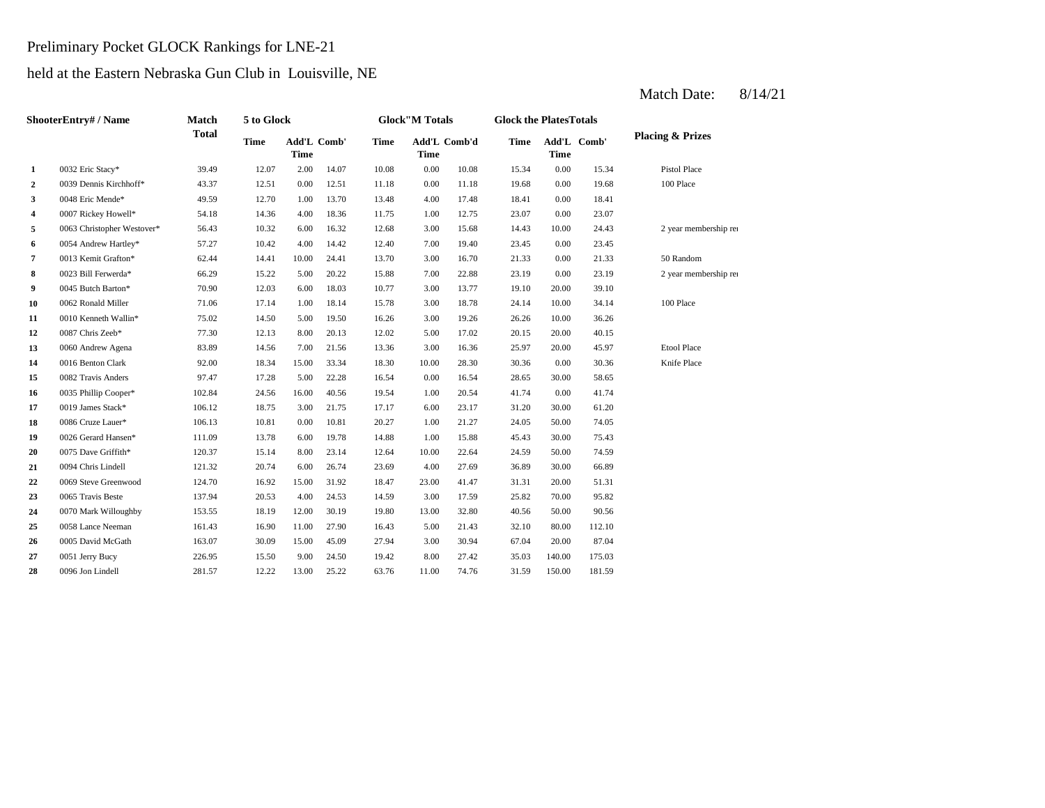Preliminary Pocket GLOCK Rankings for LNE-21

held at the Eastern Nebraska Gun Club in Louisville, NE

Match Date: 8/14/21

| | ShooterEntry# / Name | Match Total | 5 to Glock | | | Glock"M Totals | | | Glock the PlatesTotals | | | Placing & Prizes |
|---|---|---|---|---|---|---|---|---|---|---|---|---|
| | | | Time | Add'L Time | Comb' | Time | Add'L Time | Comb'd | Time | Add'L Time | Comb' | |
| 1 | 0032 Eric Stacy* | 39.49 | 12.07 | 2.00 | 14.07 | 10.08 | 0.00 | 10.08 | 15.34 | 0.00 | 15.34 | Pistol Place |
| 2 | 0039 Dennis Kirchhoff* | 43.37 | 12.51 | 0.00 | 12.51 | 11.18 | 0.00 | 11.18 | 19.68 | 0.00 | 19.68 | 100 Place |
| 3 | 0048 Eric Mende* | 49.59 | 12.70 | 1.00 | 13.70 | 13.48 | 4.00 | 17.48 | 18.41 | 0.00 | 18.41 | |
| 4 | 0007 Rickey Howell* | 54.18 | 14.36 | 4.00 | 18.36 | 11.75 | 1.00 | 12.75 | 23.07 | 0.00 | 23.07 | |
| 5 | 0063 Christopher Westover* | 56.43 | 10.32 | 6.00 | 16.32 | 12.68 | 3.00 | 15.68 | 14.43 | 10.00 | 24.43 | 2 year membership re |
| 6 | 0054 Andrew Hartley* | 57.27 | 10.42 | 4.00 | 14.42 | 12.40 | 7.00 | 19.40 | 23.45 | 0.00 | 23.45 | |
| 7 | 0013 Kemit Grafton* | 62.44 | 14.41 | 10.00 | 24.41 | 13.70 | 3.00 | 16.70 | 21.33 | 0.00 | 21.33 | 50 Random |
| 8 | 0023 Bill Ferwerda* | 66.29 | 15.22 | 5.00 | 20.22 | 15.88 | 7.00 | 22.88 | 23.19 | 0.00 | 23.19 | 2 year membership re |
| 9 | 0045 Butch Barton* | 70.90 | 12.03 | 6.00 | 18.03 | 10.77 | 3.00 | 13.77 | 19.10 | 20.00 | 39.10 | |
| 10 | 0062 Ronald Miller | 71.06 | 17.14 | 1.00 | 18.14 | 15.78 | 3.00 | 18.78 | 24.14 | 10.00 | 34.14 | 100 Place |
| 11 | 0010 Kenneth Wallin* | 75.02 | 14.50 | 5.00 | 19.50 | 16.26 | 3.00 | 19.26 | 26.26 | 10.00 | 36.26 | |
| 12 | 0087 Chris Zeeb* | 77.30 | 12.13 | 8.00 | 20.13 | 12.02 | 5.00 | 17.02 | 20.15 | 20.00 | 40.15 | |
| 13 | 0060 Andrew Agena | 83.89 | 14.56 | 7.00 | 21.56 | 13.36 | 3.00 | 16.36 | 25.97 | 20.00 | 45.97 | Etool Place |
| 14 | 0016 Benton Clark | 92.00 | 18.34 | 15.00 | 33.34 | 18.30 | 10.00 | 28.30 | 30.36 | 0.00 | 30.36 | Knife Place |
| 15 | 0082 Travis Anders | 97.47 | 17.28 | 5.00 | 22.28 | 16.54 | 0.00 | 16.54 | 28.65 | 30.00 | 58.65 | |
| 16 | 0035 Phillip Cooper* | 102.84 | 24.56 | 16.00 | 40.56 | 19.54 | 1.00 | 20.54 | 41.74 | 0.00 | 41.74 | |
| 17 | 0019 James Stack* | 106.12 | 18.75 | 3.00 | 21.75 | 17.17 | 6.00 | 23.17 | 31.20 | 30.00 | 61.20 | |
| 18 | 0086 Cruze Lauer* | 106.13 | 10.81 | 0.00 | 10.81 | 20.27 | 1.00 | 21.27 | 24.05 | 50.00 | 74.05 | |
| 19 | 0026 Gerard Hansen* | 111.09 | 13.78 | 6.00 | 19.78 | 14.88 | 1.00 | 15.88 | 45.43 | 30.00 | 75.43 | |
| 20 | 0075 Dave Griffith* | 120.37 | 15.14 | 8.00 | 23.14 | 12.64 | 10.00 | 22.64 | 24.59 | 50.00 | 74.59 | |
| 21 | 0094 Chris Lindell | 121.32 | 20.74 | 6.00 | 26.74 | 23.69 | 4.00 | 27.69 | 36.89 | 30.00 | 66.89 | |
| 22 | 0069 Steve Greenwood | 124.70 | 16.92 | 15.00 | 31.92 | 18.47 | 23.00 | 41.47 | 31.31 | 20.00 | 51.31 | |
| 23 | 0065 Travis Beste | 137.94 | 20.53 | 4.00 | 24.53 | 14.59 | 3.00 | 17.59 | 25.82 | 70.00 | 95.82 | |
| 24 | 0070 Mark Willoughby | 153.55 | 18.19 | 12.00 | 30.19 | 19.80 | 13.00 | 32.80 | 40.56 | 50.00 | 90.56 | |
| 25 | 0058 Lance Neeman | 161.43 | 16.90 | 11.00 | 27.90 | 16.43 | 5.00 | 21.43 | 32.10 | 80.00 | 112.10 | |
| 26 | 0005 David McGath | 163.07 | 30.09 | 15.00 | 45.09 | 27.94 | 3.00 | 30.94 | 67.04 | 20.00 | 87.04 | |
| 27 | 0051 Jerry Bucy | 226.95 | 15.50 | 9.00 | 24.50 | 19.42 | 8.00 | 27.42 | 35.03 | 140.00 | 175.03 | |
| 28 | 0096 Jon Lindell | 281.57 | 12.22 | 13.00 | 25.22 | 63.76 | 11.00 | 74.76 | 31.59 | 150.00 | 181.59 | |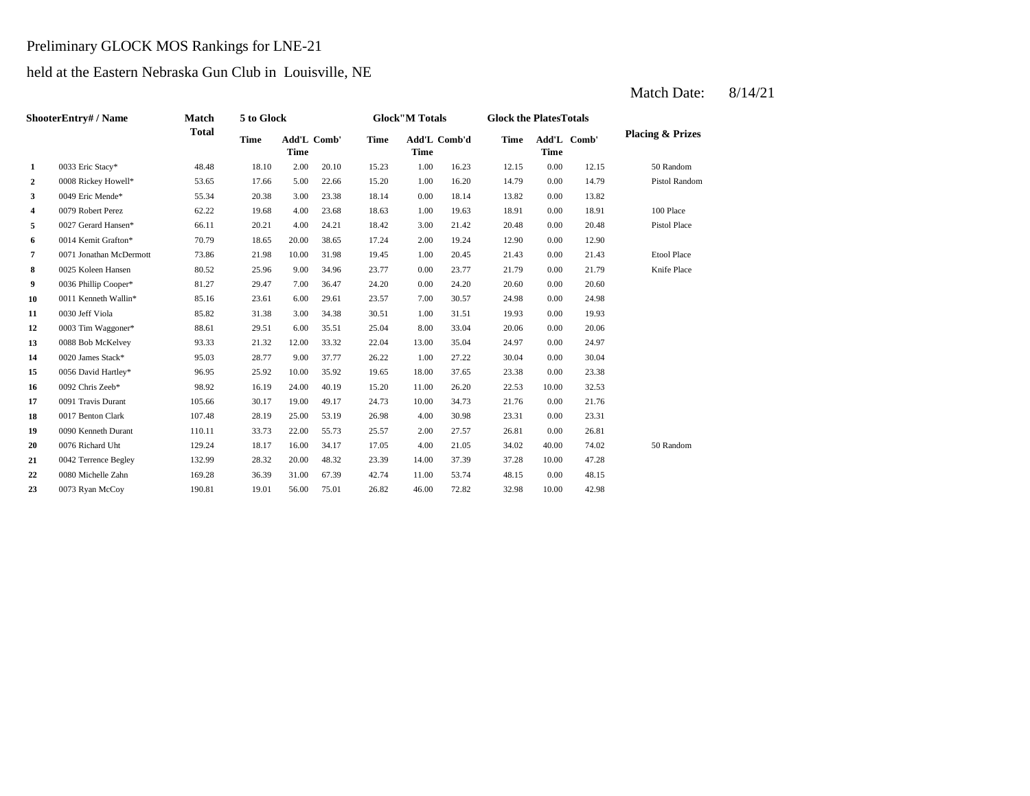Preliminary GLOCK MOS Rankings for LNE-21

held at the Eastern Nebraska Gun Club in Louisville, NE

Match Date: 8/14/21

| ShooterEntry# / Name | | Match Total | 5 to Glock | | | Glock"M Totals | | | Glock the PlatesTotals | | | Placing & Prizes |
|---|---|---|---|---|---|---|---|---|---|---|---|---|
| | | | Time | Add'L Time | Comb' | Time | Add'L Time | Comb'd | Time | Add'L Time | Comb' | |
| 1 | 0033 Eric Stacy* | 48.48 | 18.10 | 2.00 | 20.10 | 15.23 | 1.00 | 16.23 | 12.15 | 0.00 | 12.15 | 50 Random |
| 2 | 0008 Rickey Howell* | 53.65 | 17.66 | 5.00 | 22.66 | 15.20 | 1.00 | 16.20 | 14.79 | 0.00 | 14.79 | Pistol Random |
| 3 | 0049 Eric Mende* | 55.34 | 20.38 | 3.00 | 23.38 | 18.14 | 0.00 | 18.14 | 13.82 | 0.00 | 13.82 | |
| 4 | 0079 Robert Perez | 62.22 | 19.68 | 4.00 | 23.68 | 18.63 | 1.00 | 19.63 | 18.91 | 0.00 | 18.91 | 100 Place |
| 5 | 0027 Gerard Hansen* | 66.11 | 20.21 | 4.00 | 24.21 | 18.42 | 3.00 | 21.42 | 20.48 | 0.00 | 20.48 | Pistol Place |
| 6 | 0014 Kemit Grafton* | 70.79 | 18.65 | 20.00 | 38.65 | 17.24 | 2.00 | 19.24 | 12.90 | 0.00 | 12.90 | |
| 7 | 0071 Jonathan McDermott | 73.86 | 21.98 | 10.00 | 31.98 | 19.45 | 1.00 | 20.45 | 21.43 | 0.00 | 21.43 | Etool Place |
| 8 | 0025 Koleen Hansen | 80.52 | 25.96 | 9.00 | 34.96 | 23.77 | 0.00 | 23.77 | 21.79 | 0.00 | 21.79 | Knife Place |
| 9 | 0036 Phillip Cooper* | 81.27 | 29.47 | 7.00 | 36.47 | 24.20 | 0.00 | 24.20 | 20.60 | 0.00 | 20.60 | |
| 10 | 0011 Kenneth Wallin* | 85.16 | 23.61 | 6.00 | 29.61 | 23.57 | 7.00 | 30.57 | 24.98 | 0.00 | 24.98 | |
| 11 | 0030 Jeff Viola | 85.82 | 31.38 | 3.00 | 34.38 | 30.51 | 1.00 | 31.51 | 19.93 | 0.00 | 19.93 | |
| 12 | 0003 Tim Waggoner* | 88.61 | 29.51 | 6.00 | 35.51 | 25.04 | 8.00 | 33.04 | 20.06 | 0.00 | 20.06 | |
| 13 | 0088 Bob McKelvey | 93.33 | 21.32 | 12.00 | 33.32 | 22.04 | 13.00 | 35.04 | 24.97 | 0.00 | 24.97 | |
| 14 | 0020 James Stack* | 95.03 | 28.77 | 9.00 | 37.77 | 26.22 | 1.00 | 27.22 | 30.04 | 0.00 | 30.04 | |
| 15 | 0056 David Hartley* | 96.95 | 25.92 | 10.00 | 35.92 | 19.65 | 18.00 | 37.65 | 23.38 | 0.00 | 23.38 | |
| 16 | 0092 Chris Zeeb* | 98.92 | 16.19 | 24.00 | 40.19 | 15.20 | 11.00 | 26.20 | 22.53 | 10.00 | 32.53 | |
| 17 | 0091 Travis Durant | 105.66 | 30.17 | 19.00 | 49.17 | 24.73 | 10.00 | 34.73 | 21.76 | 0.00 | 21.76 | |
| 18 | 0017 Benton Clark | 107.48 | 28.19 | 25.00 | 53.19 | 26.98 | 4.00 | 30.98 | 23.31 | 0.00 | 23.31 | |
| 19 | 0090 Kenneth Durant | 110.11 | 33.73 | 22.00 | 55.73 | 25.57 | 2.00 | 27.57 | 26.81 | 0.00 | 26.81 | |
| 20 | 0076 Richard Uht | 129.24 | 18.17 | 16.00 | 34.17 | 17.05 | 4.00 | 21.05 | 34.02 | 40.00 | 74.02 | 50 Random |
| 21 | 0042 Terrence Begley | 132.99 | 28.32 | 20.00 | 48.32 | 23.39 | 14.00 | 37.39 | 37.28 | 10.00 | 47.28 | |
| 22 | 0080 Michelle Zahn | 169.28 | 36.39 | 31.00 | 67.39 | 42.74 | 11.00 | 53.74 | 48.15 | 0.00 | 48.15 | |
| 23 | 0073 Ryan McCoy | 190.81 | 19.01 | 56.00 | 75.01 | 26.82 | 46.00 | 72.82 | 32.98 | 10.00 | 42.98 | |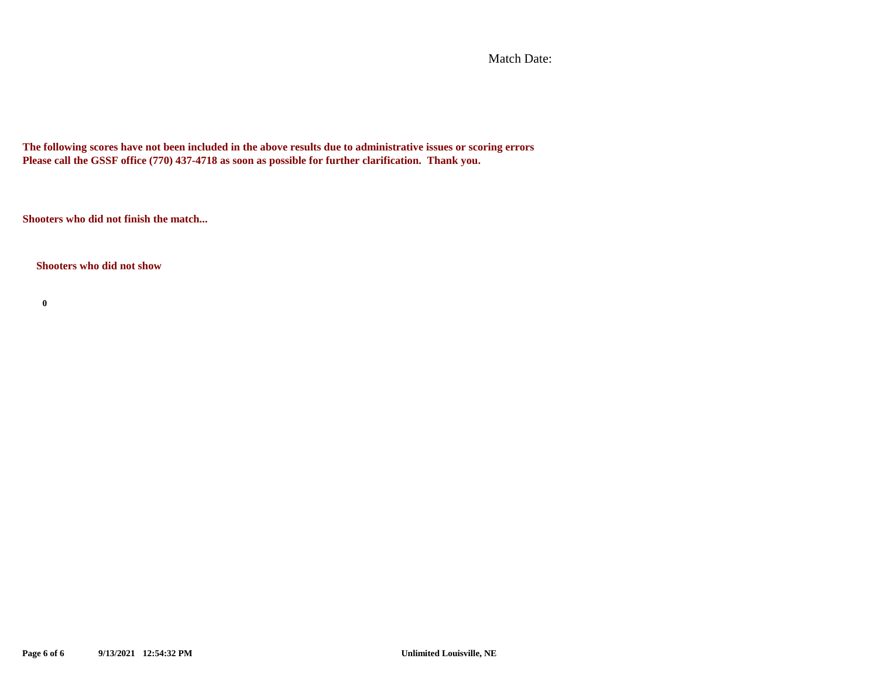Match Date:

**The following scores have not been included in the above results due to administrative issues or scoring errors**
**Please call the GSSF office (770) 437-4718 as soon as possible for further clarification. Thank you.**

**Shooters who did not finish the match...**

**Shooters who did not show**

**0**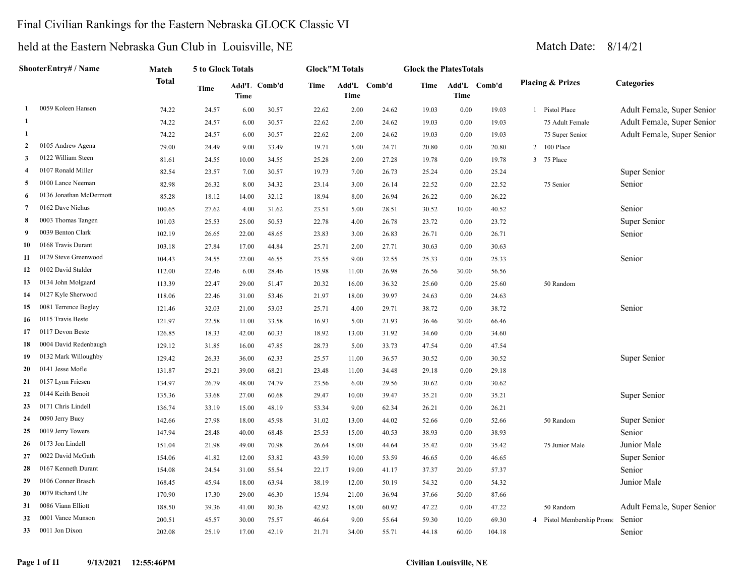# Final Civilian Rankings for the Eastern Nebraska GLOCK Classic VI

## held at the Eastern Nebraska Gun Club in Louisville, NE

Match Date: 8/14/21

| | ShooterEntry# / Name | Match Total | 5 to Glock Totals | | | Glock"M Totals | | | Glock the PlatesTotals | | | Placing & Prizes | Categories |
|---|---|---|---|---|---|---|---|---|---|---|---|---|---|
| | | | Time | Add'L Time | Comb'd | Time | Add'L Time | Comb'd | Time | Add'L Time | Comb'd | | |
| 1 | 0059 Koleen Hansen | 74.22 | 24.57 | 6.00 | 30.57 | 22.62 | 2.00 | 24.62 | 19.03 | 0.00 | 19.03 | 1 Pistol Place | Adult Female, Super Senior |
| 1 | | 74.22 | 24.57 | 6.00 | 30.57 | 22.62 | 2.00 | 24.62 | 19.03 | 0.00 | 19.03 | 75 Adult Female | Adult Female, Super Senior |
| 1 | | 74.22 | 24.57 | 6.00 | 30.57 | 22.62 | 2.00 | 24.62 | 19.03 | 0.00 | 19.03 | 75 Super Senior | Adult Female, Super Senior |
| 2 | 0105 Andrew Agena | 79.00 | 24.49 | 9.00 | 33.49 | 19.71 | 5.00 | 24.71 | 20.80 | 0.00 | 20.80 | 2 100 Place | |
| 3 | 0122 William Steen | 81.61 | 24.55 | 10.00 | 34.55 | 25.28 | 2.00 | 27.28 | 19.78 | 0.00 | 19.78 | 3 75 Place | |
| 4 | 0107 Ronald Miller | 82.54 | 23.57 | 7.00 | 30.57 | 19.73 | 7.00 | 26.73 | 25.24 | 0.00 | 25.24 | | Super Senior |
| 5 | 0100 Lance Neeman | 82.98 | 26.32 | 8.00 | 34.32 | 23.14 | 3.00 | 26.14 | 22.52 | 0.00 | 22.52 | 75 Senior | Senior |
| 6 | 0136 Jonathan McDermott | 85.28 | 18.12 | 14.00 | 32.12 | 18.94 | 8.00 | 26.94 | 26.22 | 0.00 | 26.22 | | |
| 7 | 0162 Dave Niehus | 100.65 | 27.62 | 4.00 | 31.62 | 23.51 | 5.00 | 28.51 | 30.52 | 10.00 | 40.52 | | Senior |
| 8 | 0003 Thomas Tangen | 101.03 | 25.53 | 25.00 | 50.53 | 22.78 | 4.00 | 26.78 | 23.72 | 0.00 | 23.72 | | Super Senior |
| 9 | 0039 Benton Clark | 102.19 | 26.65 | 22.00 | 48.65 | 23.83 | 3.00 | 26.83 | 26.71 | 0.00 | 26.71 | | Senior |
| 10 | 0168 Travis Durant | 103.18 | 27.84 | 17.00 | 44.84 | 25.71 | 2.00 | 27.71 | 30.63 | 0.00 | 30.63 | | |
| 11 | 0129 Steve Greenwood | 104.43 | 24.55 | 22.00 | 46.55 | 23.55 | 9.00 | 32.55 | 25.33 | 0.00 | 25.33 | | Senior |
| 12 | 0102 David Stalder | 112.00 | 22.46 | 6.00 | 28.46 | 15.98 | 11.00 | 26.98 | 26.56 | 30.00 | 56.56 | | |
| 13 | 0134 John Molgaard | 113.39 | 22.47 | 29.00 | 51.47 | 20.32 | 16.00 | 36.32 | 25.60 | 0.00 | 25.60 | 50 Random | |
| 14 | 0127 Kyle Sherwood | 118.06 | 22.46 | 31.00 | 53.46 | 21.97 | 18.00 | 39.97 | 24.63 | 0.00 | 24.63 | | |
| 15 | 0081 Terrence Begley | 121.46 | 32.03 | 21.00 | 53.03 | 25.71 | 4.00 | 29.71 | 38.72 | 0.00 | 38.72 | | Senior |
| 16 | 0115 Travis Beste | 121.97 | 22.58 | 11.00 | 33.58 | 16.93 | 5.00 | 21.93 | 36.46 | 30.00 | 66.46 | | |
| 17 | 0117 Devon Beste | 126.85 | 18.33 | 42.00 | 60.33 | 18.92 | 13.00 | 31.92 | 34.60 | 0.00 | 34.60 | | |
| 18 | 0004 David Redenbaugh | 129.12 | 31.85 | 16.00 | 47.85 | 28.73 | 5.00 | 33.73 | 47.54 | 0.00 | 47.54 | | |
| 19 | 0132 Mark Willoughby | 129.42 | 26.33 | 36.00 | 62.33 | 25.57 | 11.00 | 36.57 | 30.52 | 0.00 | 30.52 | | Super Senior |
| 20 | 0141 Jesse Mofle | 131.87 | 29.21 | 39.00 | 68.21 | 23.48 | 11.00 | 34.48 | 29.18 | 0.00 | 29.18 | | |
| 21 | 0157 Lynn Friesen | 134.97 | 26.79 | 48.00 | 74.79 | 23.56 | 6.00 | 29.56 | 30.62 | 0.00 | 30.62 | | |
| 22 | 0144 Keith Benoit | 135.36 | 33.68 | 27.00 | 60.68 | 29.47 | 10.00 | 39.47 | 35.21 | 0.00 | 35.21 | | Super Senior |
| 23 | 0171 Chris Lindell | 136.74 | 33.19 | 15.00 | 48.19 | 53.34 | 9.00 | 62.34 | 26.21 | 0.00 | 26.21 | | |
| 24 | 0090 Jerry Bucy | 142.66 | 27.98 | 18.00 | 45.98 | 31.02 | 13.00 | 44.02 | 52.66 | 0.00 | 52.66 | 50 Random | Super Senior |
| 25 | 0019 Jerry Towers | 147.94 | 28.48 | 40.00 | 68.48 | 25.53 | 15.00 | 40.53 | 38.93 | 0.00 | 38.93 | | Senior |
| 26 | 0173 Jon Lindell | 151.04 | 21.98 | 49.00 | 70.98 | 26.64 | 18.00 | 44.64 | 35.42 | 0.00 | 35.42 | 75 Junior Male | Junior Male |
| 27 | 0022 David McGath | 154.06 | 41.82 | 12.00 | 53.82 | 43.59 | 10.00 | 53.59 | 46.65 | 0.00 | 46.65 | | Super Senior |
| 28 | 0167 Kenneth Durant | 154.08 | 24.54 | 31.00 | 55.54 | 22.17 | 19.00 | 41.17 | 37.37 | 20.00 | 57.37 | | Senior |
| 29 | 0106 Conner Brasch | 168.45 | 45.94 | 18.00 | 63.94 | 38.19 | 12.00 | 50.19 | 54.32 | 0.00 | 54.32 | | Junior Male |
| 30 | 0079 Richard Uht | 170.90 | 17.30 | 29.00 | 46.30 | 15.94 | 21.00 | 36.94 | 37.66 | 50.00 | 87.66 | | |
| 31 | 0086 Viann Elliott | 188.50 | 39.36 | 41.00 | 80.36 | 42.92 | 18.00 | 60.92 | 47.22 | 0.00 | 47.22 | 50 Random | Adult Female, Super Senior |
| 32 | 0001 Vance Munson | 200.51 | 45.57 | 30.00 | 75.57 | 46.64 | 9.00 | 55.64 | 59.30 | 10.00 | 69.30 | 4 Pistol Membership Promo | Senior |
| 33 | 0011 Jon Dixon | 202.08 | 25.19 | 17.00 | 42.19 | 21.71 | 34.00 | 55.71 | 44.18 | 60.00 | 104.18 | | Senior |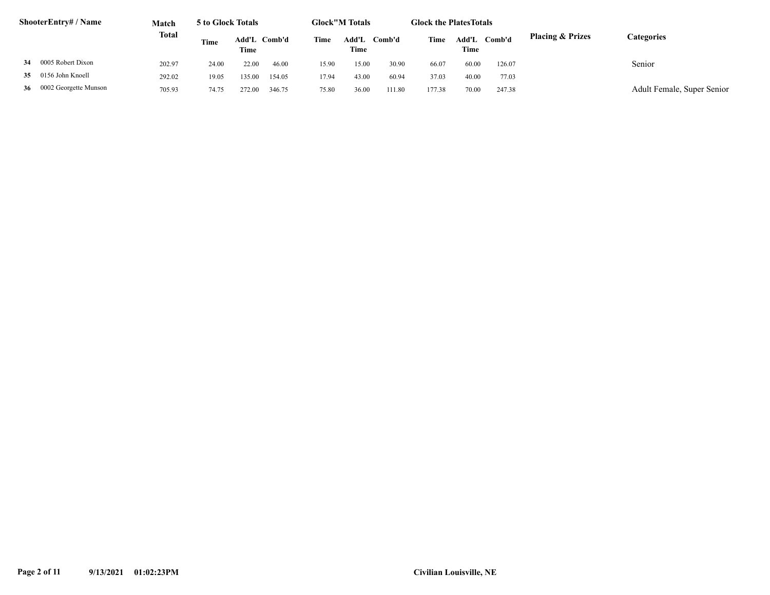| | ShooterEntry# / Name | Match Total | 5 to Glock Totals | | | Glock"M Totals | | | Glock the PlatesTotals | | | Placing & Prizes | Categories |
|---|---|---|---|---|---|---|---|---|---|---|---|---|---|
| | | | Time | Add'L Time | Comb'd | Time | Add'L Time | Comb'd | Time | Add'L Time | Comb'd | | |
| 34 | 0005 Robert Dixon | 202.97 | 24.00 | 22.00 | 46.00 | 15.90 | 15.00 | 30.90 | 66.07 | 60.00 | 126.07 | | Senior |
| 35 | 0156 John Knoell | 292.02 | 19.05 | 135.00 | 154.05 | 17.94 | 43.00 | 60.94 | 37.03 | 40.00 | 77.03 | | |
| 36 | 0002 Georgette Munson | 705.93 | 74.75 | 272.00 | 346.75 | 75.80 | 36.00 | 111.80 | 177.38 | 70.00 | 247.38 | | Adult Female, Super Senior |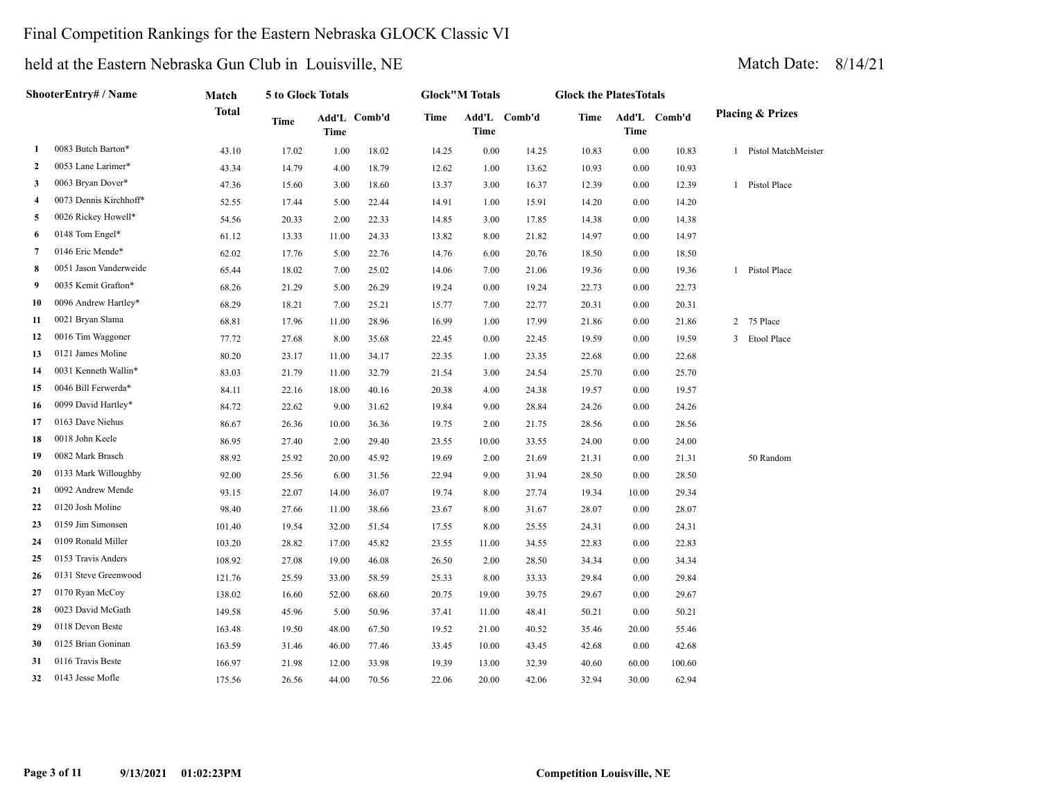Final Competition Rankings for the Eastern Nebraska GLOCK Classic VI

held at the Eastern Nebraska Gun Club in Louisville, NE

Match Date: 8/14/21

| | ShooterEntry# / Name | Match Total | 5 to Glock Totals | | | Glock"M Totals | | | Glock the PlatesTotals | | | Placing & Prizes |
|---|---|---|---|---|---|---|---|---|---|---|---|---|
| | | | Time | Add'L Time | Comb'd | Time | Add'L Time | Comb'd | Time | Add'L Time | Comb'd | |
| 1 | 0083 Butch Barton* | 43.10 | 17.02 | 1.00 | 18.02 | 14.25 | 0.00 | 14.25 | 10.83 | 0.00 | 10.83 | 1 Pistol MatchMeister |
| 2 | 0053 Lane Larimer* | 43.34 | 14.79 | 4.00 | 18.79 | 12.62 | 1.00 | 13.62 | 10.93 | 0.00 | 10.93 | |
| 3 | 0063 Bryan Dover* | 47.36 | 15.60 | 3.00 | 18.60 | 13.37 | 3.00 | 16.37 | 12.39 | 0.00 | 12.39 | 1 Pistol Place |
| 4 | 0073 Dennis Kirchhoff* | 52.55 | 17.44 | 5.00 | 22.44 | 14.91 | 1.00 | 15.91 | 14.20 | 0.00 | 14.20 | |
| 5 | 0026 Rickey Howell* | 54.56 | 20.33 | 2.00 | 22.33 | 14.85 | 3.00 | 17.85 | 14.38 | 0.00 | 14.38 | |
| 6 | 0148 Tom Engel* | 61.12 | 13.33 | 11.00 | 24.33 | 13.82 | 8.00 | 21.82 | 14.97 | 0.00 | 14.97 | |
| 7 | 0146 Eric Mende* | 62.02 | 17.76 | 5.00 | 22.76 | 14.76 | 6.00 | 20.76 | 18.50 | 0.00 | 18.50 | |
| 8 | 0051 Jason Vanderweide | 65.44 | 18.02 | 7.00 | 25.02 | 14.06 | 7.00 | 21.06 | 19.36 | 0.00 | 19.36 | 1 Pistol Place |
| 9 | 0035 Kemit Grafton* | 68.26 | 21.29 | 5.00 | 26.29 | 19.24 | 0.00 | 19.24 | 22.73 | 0.00 | 22.73 | |
| 10 | 0096 Andrew Hartley* | 68.29 | 18.21 | 7.00 | 25.21 | 15.77 | 7.00 | 22.77 | 20.31 | 0.00 | 20.31 | |
| 11 | 0021 Bryan Slama | 68.81 | 17.96 | 11.00 | 28.96 | 16.99 | 1.00 | 17.99 | 21.86 | 0.00 | 21.86 | 2 75 Place |
| 12 | 0016 Tim Waggoner | 77.72 | 27.68 | 8.00 | 35.68 | 22.45 | 0.00 | 22.45 | 19.59 | 0.00 | 19.59 | 3 Etool Place |
| 13 | 0121 James Moline | 80.20 | 23.17 | 11.00 | 34.17 | 22.35 | 1.00 | 23.35 | 22.68 | 0.00 | 22.68 | |
| 14 | 0031 Kenneth Wallin* | 83.03 | 21.79 | 11.00 | 32.79 | 21.54 | 3.00 | 24.54 | 25.70 | 0.00 | 25.70 | |
| 15 | 0046 Bill Ferwerda* | 84.11 | 22.16 | 18.00 | 40.16 | 20.38 | 4.00 | 24.38 | 19.57 | 0.00 | 19.57 | |
| 16 | 0099 David Hartley* | 84.72 | 22.62 | 9.00 | 31.62 | 19.84 | 9.00 | 28.84 | 24.26 | 0.00 | 24.26 | |
| 17 | 0163 Dave Niehus | 86.67 | 26.36 | 10.00 | 36.36 | 19.75 | 2.00 | 21.75 | 28.56 | 0.00 | 28.56 | |
| 18 | 0018 John Keele | 86.95 | 27.40 | 2.00 | 29.40 | 23.55 | 10.00 | 33.55 | 24.00 | 0.00 | 24.00 | |
| 19 | 0082 Mark Brasch | 88.92 | 25.92 | 20.00 | 45.92 | 19.69 | 2.00 | 21.69 | 21.31 | 0.00 | 21.31 | 50 Random |
| 20 | 0133 Mark Willoughby | 92.00 | 25.56 | 6.00 | 31.56 | 22.94 | 9.00 | 31.94 | 28.50 | 0.00 | 28.50 | |
| 21 | 0092 Andrew Mende | 93.15 | 22.07 | 14.00 | 36.07 | 19.74 | 8.00 | 27.74 | 19.34 | 10.00 | 29.34 | |
| 22 | 0120 Josh Moline | 98.40 | 27.66 | 11.00 | 38.66 | 23.67 | 8.00 | 31.67 | 28.07 | 0.00 | 28.07 | |
| 23 | 0159 Jim Simonsen | 101.40 | 19.54 | 32.00 | 51.54 | 17.55 | 8.00 | 25.55 | 24.31 | 0.00 | 24.31 | |
| 24 | 0109 Ronald Miller | 103.20 | 28.82 | 17.00 | 45.82 | 23.55 | 11.00 | 34.55 | 22.83 | 0.00 | 22.83 | |
| 25 | 0153 Travis Anders | 108.92 | 27.08 | 19.00 | 46.08 | 26.50 | 2.00 | 28.50 | 34.34 | 0.00 | 34.34 | |
| 26 | 0131 Steve Greenwood | 121.76 | 25.59 | 33.00 | 58.59 | 25.33 | 8.00 | 33.33 | 29.84 | 0.00 | 29.84 | |
| 27 | 0170 Ryan McCoy | 138.02 | 16.60 | 52.00 | 68.60 | 20.75 | 19.00 | 39.75 | 29.67 | 0.00 | 29.67 | |
| 28 | 0023 David McGath | 149.58 | 45.96 | 5.00 | 50.96 | 37.41 | 11.00 | 48.41 | 50.21 | 0.00 | 50.21 | |
| 29 | 0118 Devon Beste | 163.48 | 19.50 | 48.00 | 67.50 | 19.52 | 21.00 | 40.52 | 35.46 | 20.00 | 55.46 | |
| 30 | 0125 Brian Goninan | 163.59 | 31.46 | 46.00 | 77.46 | 33.45 | 10.00 | 43.45 | 42.68 | 0.00 | 42.68 | |
| 31 | 0116 Travis Beste | 166.97 | 21.98 | 12.00 | 33.98 | 19.39 | 13.00 | 32.39 | 40.60 | 60.00 | 100.60 | |
| 32 | 0143 Jesse Mofle | 175.56 | 26.56 | 44.00 | 70.56 | 22.06 | 20.00 | 42.06 | 32.94 | 30.00 | 62.94 | |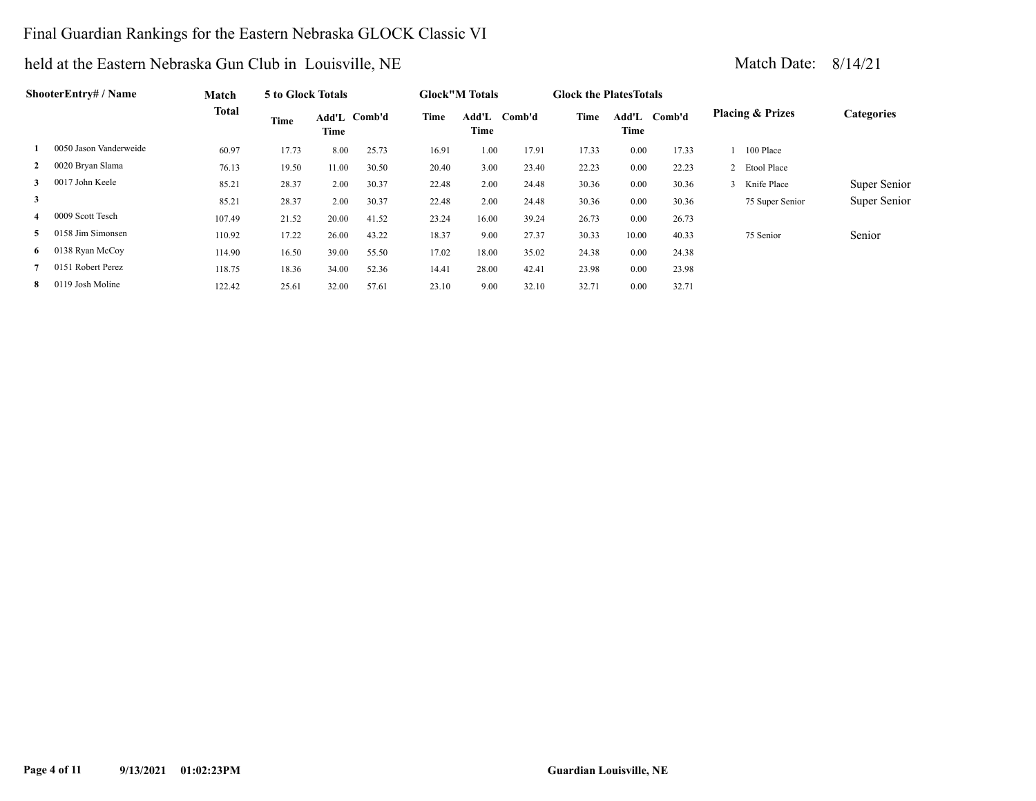# Final Guardian Rankings for the Eastern Nebraska GLOCK Classic VI

## held at the Eastern Nebraska Gun Club in Louisville, NE

Match Date: 8/14/21

| | ShooterEntry# / Name | Match Total | 5 to Glock Totals | | | Glock"M Totals | | | Glock the PlatesTotals | | | Placing & Prizes | | Categories |
|---|---|---|---|---|---|---|---|---|---|---|---|---|---|---|
| | | | Time | Add'L Time | Comb'd | Time | Add'L Time | Comb'd | Time | Add'L Time | Comb'd | | | |
| 1 | 0050 Jason Vanderweide | 60.97 | 17.73 | 8.00 | 25.73 | 16.91 | 1.00 | 17.91 | 17.33 | 0.00 | 17.33 | 1 | 100 Place | |
| 2 | 0020 Bryan Slama | 76.13 | 19.50 | 11.00 | 30.50 | 20.40 | 3.00 | 23.40 | 22.23 | 0.00 | 22.23 | 2 | Etool Place | |
| 3 | 0017 John Keele | 85.21 | 28.37 | 2.00 | 30.37 | 22.48 | 2.00 | 24.48 | 30.36 | 0.00 | 30.36 | 3 | Knife Place | Super Senior |
| 3 | | 85.21 | 28.37 | 2.00 | 30.37 | 22.48 | 2.00 | 24.48 | 30.36 | 0.00 | 30.36 | | 75 Super Senior | Super Senior |
| 4 | 0009 Scott Tesch | 107.49 | 21.52 | 20.00 | 41.52 | 23.24 | 16.00 | 39.24 | 26.73 | 0.00 | 26.73 | | | |
| 5 | 0158 Jim Simonsen | 110.92 | 17.22 | 26.00 | 43.22 | 18.37 | 9.00 | 27.37 | 30.33 | 10.00 | 40.33 | | 75 Senior | Senior |
| 6 | 0138 Ryan McCoy | 114.90 | 16.50 | 39.00 | 55.50 | 17.02 | 18.00 | 35.02 | 24.38 | 0.00 | 24.38 | | | |
| 7 | 0151 Robert Perez | 118.75 | 18.36 | 34.00 | 52.36 | 14.41 | 28.00 | 42.41 | 23.98 | 0.00 | 23.98 | | | |
| 8 | 0119 Josh Moline | 122.42 | 25.61 | 32.00 | 57.61 | 23.10 | 9.00 | 32.10 | 32.71 | 0.00 | 32.71 | | | |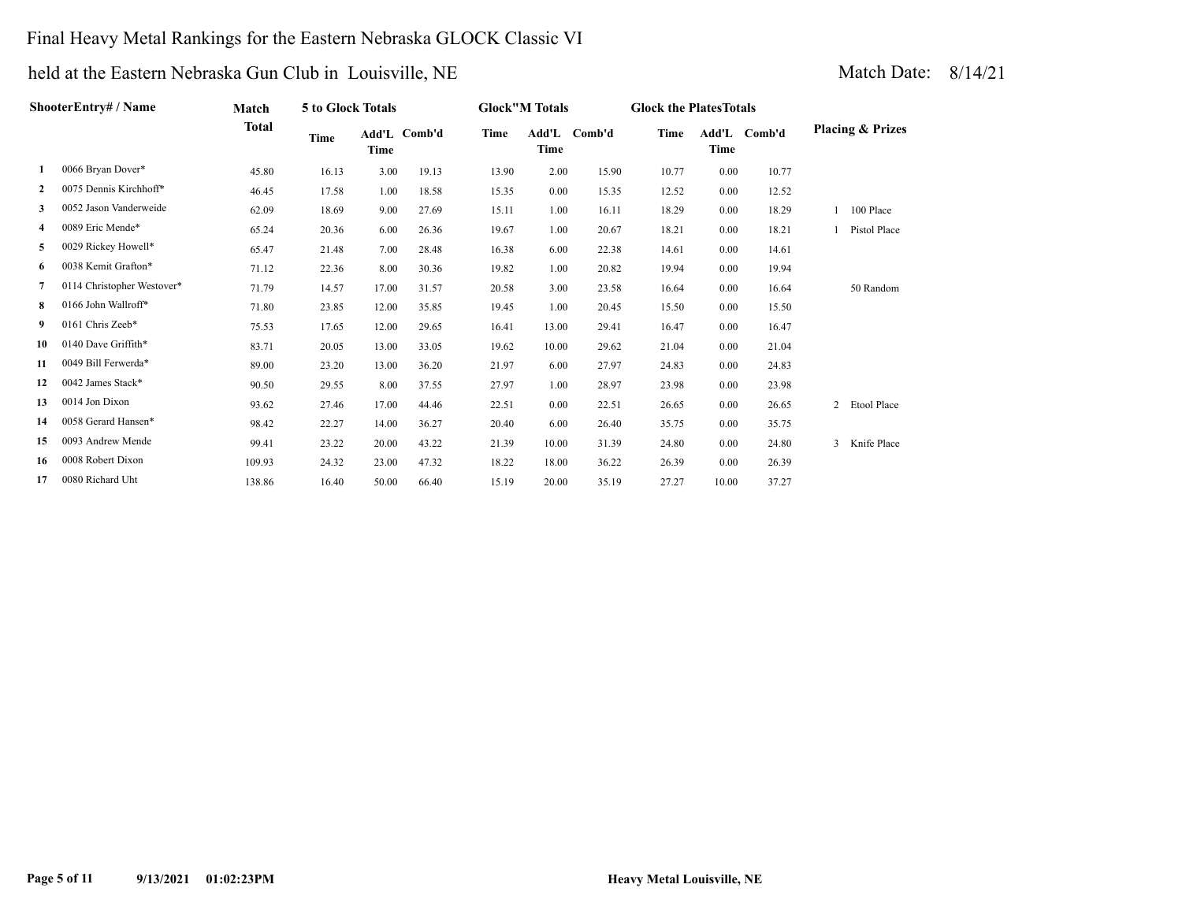# Final Heavy Metal Rankings for the Eastern Nebraska GLOCK Classic VI

## held at the Eastern Nebraska Gun Club in Louisville, NE

Match Date: 8/14/21

| | ShooterEntry# / Name | Match Total | 5 to Glock Totals | | | Glock"M Totals | | | Glock the PlatesTotals | | | Placing & Prizes |
|---|---|---|---|---|---|---|---|---|---|---|---|---|
| | | | Time | Add'L Time | Comb'd | Time | Add'L Time | Comb'd | Time | Add'L Time | Comb'd | |
| 1 | 0066 Bryan Dover* | 45.80 | 16.13 | 3.00 | 19.13 | 13.90 | 2.00 | 15.90 | 10.77 | 0.00 | 10.77 | |
| 2 | 0075 Dennis Kirchhoff* | 46.45 | 17.58 | 1.00 | 18.58 | 15.35 | 0.00 | 15.35 | 12.52 | 0.00 | 12.52 | |
| 3 | 0052 Jason Vanderweide | 62.09 | 18.69 | 9.00 | 27.69 | 15.11 | 1.00 | 16.11 | 18.29 | 0.00 | 18.29 | 1 100 Place |
| 4 | 0089 Eric Mende* | 65.24 | 20.36 | 6.00 | 26.36 | 19.67 | 1.00 | 20.67 | 18.21 | 0.00 | 18.21 | 1 Pistol Place |
| 5 | 0029 Rickey Howell* | 65.47 | 21.48 | 7.00 | 28.48 | 16.38 | 6.00 | 22.38 | 14.61 | 0.00 | 14.61 | |
| 6 | 0038 Kemit Grafton* | 71.12 | 22.36 | 8.00 | 30.36 | 19.82 | 1.00 | 20.82 | 19.94 | 0.00 | 19.94 | |
| 7 | 0114 Christopher Westover* | 71.79 | 14.57 | 17.00 | 31.57 | 20.58 | 3.00 | 23.58 | 16.64 | 0.00 | 16.64 | 50 Random |
| 8 | 0166 John Wallroff* | 71.80 | 23.85 | 12.00 | 35.85 | 19.45 | 1.00 | 20.45 | 15.50 | 0.00 | 15.50 | |
| 9 | 0161 Chris Zeeb* | 75.53 | 17.65 | 12.00 | 29.65 | 16.41 | 13.00 | 29.41 | 16.47 | 0.00 | 16.47 | |
| 10 | 0140 Dave Griffith* | 83.71 | 20.05 | 13.00 | 33.05 | 19.62 | 10.00 | 29.62 | 21.04 | 0.00 | 21.04 | |
| 11 | 0049 Bill Ferwerda* | 89.00 | 23.20 | 13.00 | 36.20 | 21.97 | 6.00 | 27.97 | 24.83 | 0.00 | 24.83 | |
| 12 | 0042 James Stack* | 90.50 | 29.55 | 8.00 | 37.55 | 27.97 | 1.00 | 28.97 | 23.98 | 0.00 | 23.98 | |
| 13 | 0014 Jon Dixon | 93.62 | 27.46 | 17.00 | 44.46 | 22.51 | 0.00 | 22.51 | 26.65 | 0.00 | 26.65 | 2 Etool Place |
| 14 | 0058 Gerard Hansen* | 98.42 | 22.27 | 14.00 | 36.27 | 20.40 | 6.00 | 26.40 | 35.75 | 0.00 | 35.75 | |
| 15 | 0093 Andrew Mende | 99.41 | 23.22 | 20.00 | 43.22 | 21.39 | 10.00 | 31.39 | 24.80 | 0.00 | 24.80 | 3 Knife Place |
| 16 | 0008 Robert Dixon | 109.93 | 24.32 | 23.00 | 47.32 | 18.22 | 18.00 | 36.22 | 26.39 | 0.00 | 26.39 | |
| 17 | 0080 Richard Uht | 138.86 | 16.40 | 50.00 | 66.40 | 15.19 | 20.00 | 35.19 | 27.27 | 10.00 | 37.27 | |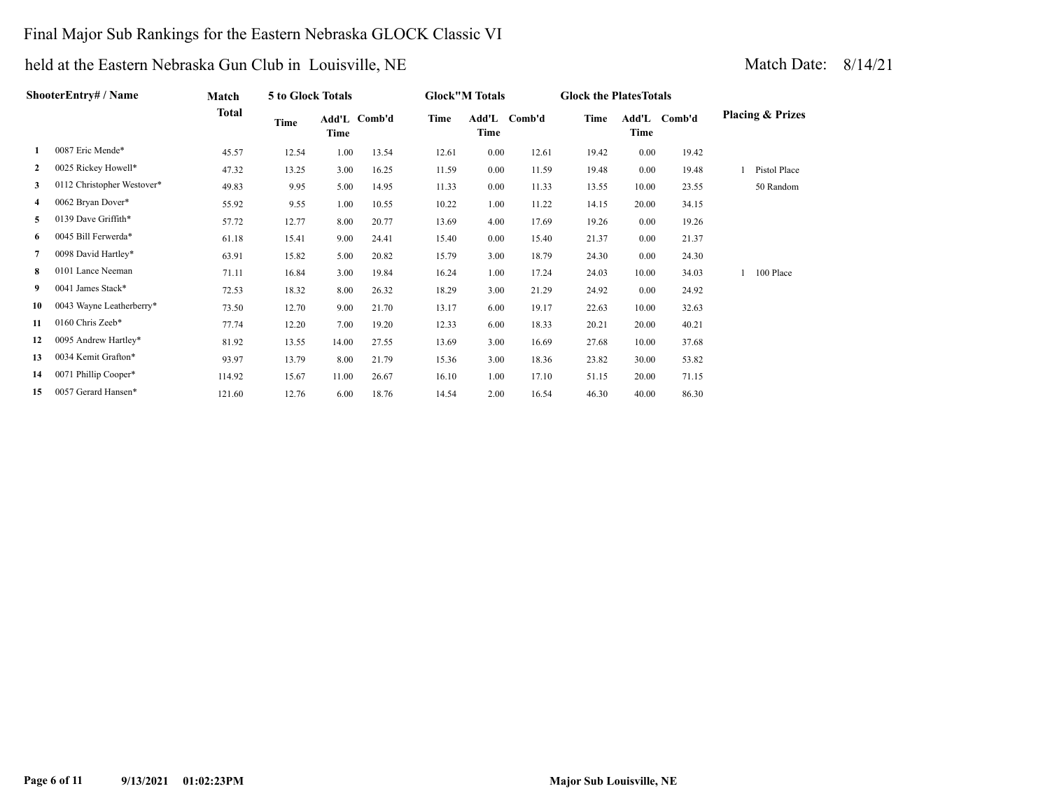# Final Major Sub Rankings for the Eastern Nebraska GLOCK Classic VI

held at the Eastern Nebraska Gun Club in Louisville, NE

Match Date: 8/14/21

| | ShooterEntry# / Name | Match Total | 5 to Glock Totals | | | Glock"M Totals | | | Glock the PlatesTotals | | | Placing & Prizes |
|---|---|---|---|---|---|---|---|---|---|---|---|---|
| | | | Time | Add'L Time | Comb'd | Time | Add'L Time | Comb'd | Time | Add'L Time | Comb'd | |
| 1 | 0087 Eric Mende* | 45.57 | 12.54 | 1.00 | 13.54 | 12.61 | 0.00 | 12.61 | 19.42 | 0.00 | 19.42 | |
| 2 | 0025 Rickey Howell* | 47.32 | 13.25 | 3.00 | 16.25 | 11.59 | 0.00 | 11.59 | 19.48 | 0.00 | 19.48 | 1 Pistol Place |
| 3 | 0112 Christopher Westover* | 49.83 | 9.95 | 5.00 | 14.95 | 11.33 | 0.00 | 11.33 | 13.55 | 10.00 | 23.55 | 50 Random |
| 4 | 0062 Bryan Dover* | 55.92 | 9.55 | 1.00 | 10.55 | 10.22 | 1.00 | 11.22 | 14.15 | 20.00 | 34.15 | |
| 5 | 0139 Dave Griffith* | 57.72 | 12.77 | 8.00 | 20.77 | 13.69 | 4.00 | 17.69 | 19.26 | 0.00 | 19.26 | |
| 6 | 0045 Bill Ferwerda* | 61.18 | 15.41 | 9.00 | 24.41 | 15.40 | 0.00 | 15.40 | 21.37 | 0.00 | 21.37 | |
| 7 | 0098 David Hartley* | 63.91 | 15.82 | 5.00 | 20.82 | 15.79 | 3.00 | 18.79 | 24.30 | 0.00 | 24.30 | |
| 8 | 0101 Lance Neeman | 71.11 | 16.84 | 3.00 | 19.84 | 16.24 | 1.00 | 17.24 | 24.03 | 10.00 | 34.03 | 1 100 Place |
| 9 | 0041 James Stack* | 72.53 | 18.32 | 8.00 | 26.32 | 18.29 | 3.00 | 21.29 | 24.92 | 0.00 | 24.92 | |
| 10 | 0043 Wayne Leatherberry* | 73.50 | 12.70 | 9.00 | 21.70 | 13.17 | 6.00 | 19.17 | 22.63 | 10.00 | 32.63 | |
| 11 | 0160 Chris Zeeb* | 77.74 | 12.20 | 7.00 | 19.20 | 12.33 | 6.00 | 18.33 | 20.21 | 20.00 | 40.21 | |
| 12 | 0095 Andrew Hartley* | 81.92 | 13.55 | 14.00 | 27.55 | 13.69 | 3.00 | 16.69 | 27.68 | 10.00 | 37.68 | |
| 13 | 0034 Kemit Grafton* | 93.97 | 13.79 | 8.00 | 21.79 | 15.36 | 3.00 | 18.36 | 23.82 | 30.00 | 53.82 | |
| 14 | 0071 Phillip Cooper* | 114.92 | 15.67 | 11.00 | 26.67 | 16.10 | 1.00 | 17.10 | 51.15 | 20.00 | 71.15 | |
| 15 | 0057 Gerard Hansen* | 121.60 | 12.76 | 6.00 | 18.76 | 14.54 | 2.00 | 16.54 | 46.30 | 40.00 | 86.30 | |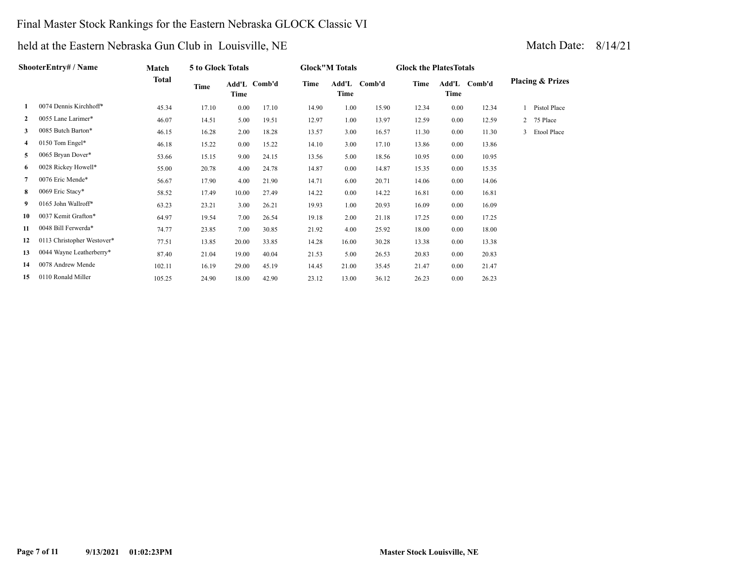Final Master Stock Rankings for the Eastern Nebraska GLOCK Classic VI

held at the Eastern Nebraska Gun Club in Louisville, NE

Match Date: 8/14/21

| | ShooterEntry# / Name | Match Total | 5 to Glock Totals | | | Glock"M Totals | | | Glock the PlatesTotals | | | Placing & Prizes |
|---|---|---|---|---|---|---|---|---|---|---|---|---|
| | | | Time | Add'L Time | Comb'd | Time | Add'L Time | Comb'd | Time | Add'L Time | Comb'd | |
| 1 | 0074 Dennis Kirchhoff* | 45.34 | 17.10 | 0.00 | 17.10 | 14.90 | 1.00 | 15.90 | 12.34 | 0.00 | 12.34 | 1 Pistol Place |
| 2 | 0055 Lane Larimer* | 46.07 | 14.51 | 5.00 | 19.51 | 12.97 | 1.00 | 13.97 | 12.59 | 0.00 | 12.59 | 2 75 Place |
| 3 | 0085 Butch Barton* | 46.15 | 16.28 | 2.00 | 18.28 | 13.57 | 3.00 | 16.57 | 11.30 | 0.00 | 11.30 | 3 Etool Place |
| 4 | 0150 Tom Engel* | 46.18 | 15.22 | 0.00 | 15.22 | 14.10 | 3.00 | 17.10 | 13.86 | 0.00 | 13.86 | |
| 5 | 0065 Bryan Dover* | 53.66 | 15.15 | 9.00 | 24.15 | 13.56 | 5.00 | 18.56 | 10.95 | 0.00 | 10.95 | |
| 6 | 0028 Rickey Howell* | 55.00 | 20.78 | 4.00 | 24.78 | 14.87 | 0.00 | 14.87 | 15.35 | 0.00 | 15.35 | |
| 7 | 0076 Eric Mende* | 56.67 | 17.90 | 4.00 | 21.90 | 14.71 | 6.00 | 20.71 | 14.06 | 0.00 | 14.06 | |
| 8 | 0069 Eric Stacy* | 58.52 | 17.49 | 10.00 | 27.49 | 14.22 | 0.00 | 14.22 | 16.81 | 0.00 | 16.81 | |
| 9 | 0165 John Wallroff* | 63.23 | 23.21 | 3.00 | 26.21 | 19.93 | 1.00 | 20.93 | 16.09 | 0.00 | 16.09 | |
| 10 | 0037 Kemit Grafton* | 64.97 | 19.54 | 7.00 | 26.54 | 19.18 | 2.00 | 21.18 | 17.25 | 0.00 | 17.25 | |
| 11 | 0048 Bill Ferwerda* | 74.77 | 23.85 | 7.00 | 30.85 | 21.92 | 4.00 | 25.92 | 18.00 | 0.00 | 18.00 | |
| 12 | 0113 Christopher Westover* | 77.51 | 13.85 | 20.00 | 33.85 | 14.28 | 16.00 | 30.28 | 13.38 | 0.00 | 13.38 | |
| 13 | 0044 Wayne Leatherberry* | 87.40 | 21.04 | 19.00 | 40.04 | 21.53 | 5.00 | 26.53 | 20.83 | 0.00 | 20.83 | |
| 14 | 0078 Andrew Mende | 102.11 | 16.19 | 29.00 | 45.19 | 14.45 | 21.00 | 35.45 | 21.47 | 0.00 | 21.47 | |
| 15 | 0110 Ronald Miller | 105.25 | 24.90 | 18.00 | 42.90 | 23.12 | 13.00 | 36.12 | 26.23 | 0.00 | 26.23 | |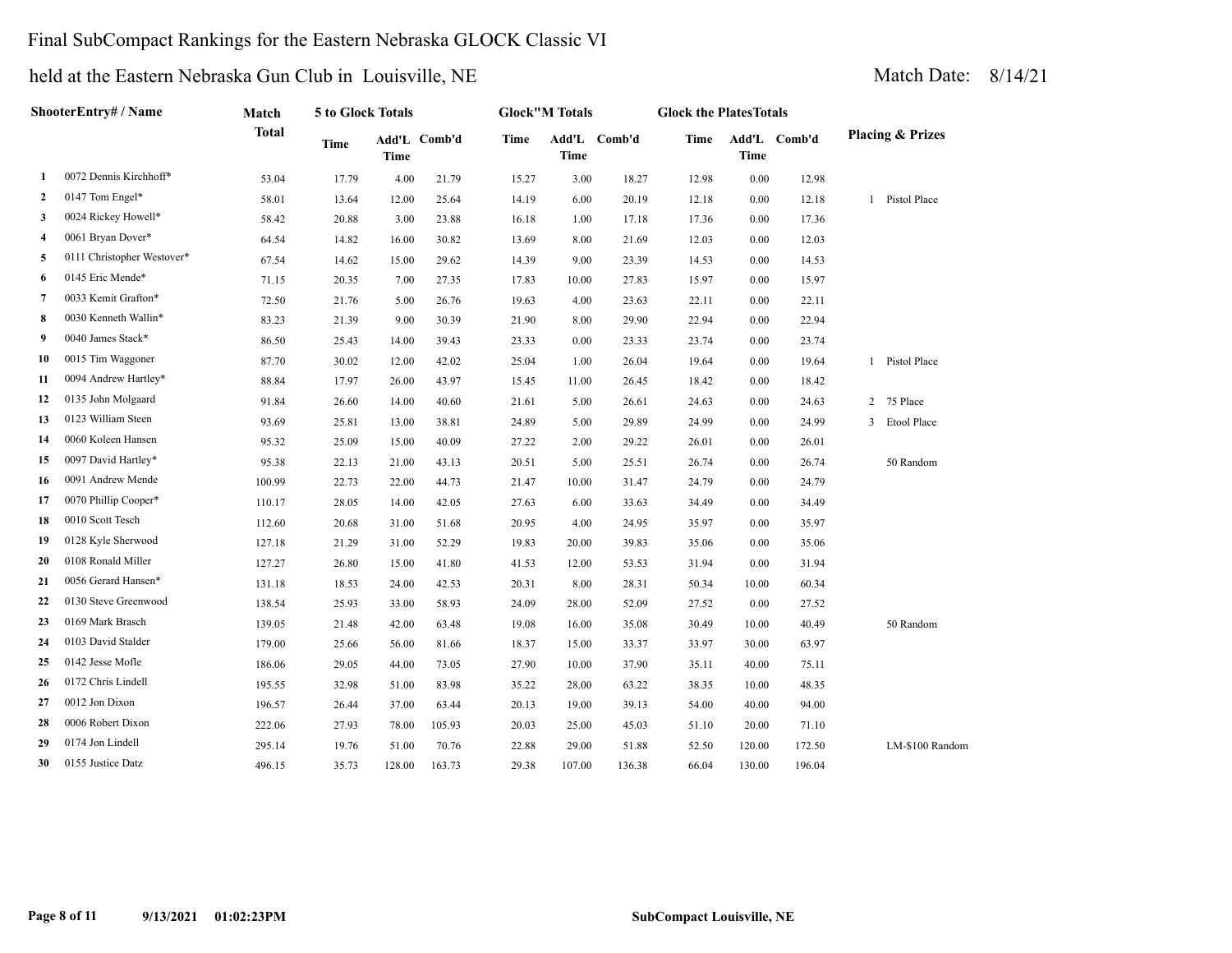# Final SubCompact Rankings for the Eastern Nebraska GLOCK Classic VI

## held at the Eastern Nebraska Gun Club in Louisville, NE

Match Date: 8/14/21

| | ShooterEntry# / Name | Match Total | 5 to Glock Totals | | | Glock"M Totals | | | Glock the PlatesTotals | | | Placing & Prizes |
|---|---|---|---|---|---|---|---|---|---|---|---|---|
| | | | Time | Add'L Time | Comb'd | Time | Add'L Time | Comb'd | Time | Add'L Time | Comb'd | |
| 1 | 0072 Dennis Kirchhoff* | 53.04 | 17.79 | 4.00 | 21.79 | 15.27 | 3.00 | 18.27 | 12.98 | 0.00 | 12.98 | |
| 2 | 0147 Tom Engel* | 58.01 | 13.64 | 12.00 | 25.64 | 14.19 | 6.00 | 20.19 | 12.18 | 0.00 | 12.18 | 1 Pistol Place |
| 3 | 0024 Rickey Howell* | 58.42 | 20.88 | 3.00 | 23.88 | 16.18 | 1.00 | 17.18 | 17.36 | 0.00 | 17.36 | |
| 4 | 0061 Bryan Dover* | 64.54 | 14.82 | 16.00 | 30.82 | 13.69 | 8.00 | 21.69 | 12.03 | 0.00 | 12.03 | |
| 5 | 0111 Christopher Westover* | 67.54 | 14.62 | 15.00 | 29.62 | 14.39 | 9.00 | 23.39 | 14.53 | 0.00 | 14.53 | |
| 6 | 0145 Eric Mende* | 71.15 | 20.35 | 7.00 | 27.35 | 17.83 | 10.00 | 27.83 | 15.97 | 0.00 | 15.97 | |
| 7 | 0033 Kemit Grafton* | 72.50 | 21.76 | 5.00 | 26.76 | 19.63 | 4.00 | 23.63 | 22.11 | 0.00 | 22.11 | |
| 8 | 0030 Kenneth Wallin* | 83.23 | 21.39 | 9.00 | 30.39 | 21.90 | 8.00 | 29.90 | 22.94 | 0.00 | 22.94 | |
| 9 | 0040 James Stack* | 86.50 | 25.43 | 14.00 | 39.43 | 23.33 | 0.00 | 23.33 | 23.74 | 0.00 | 23.74 | |
| 10 | 0015 Tim Waggoner | 87.70 | 30.02 | 12.00 | 42.02 | 25.04 | 1.00 | 26.04 | 19.64 | 0.00 | 19.64 | 1 Pistol Place |
| 11 | 0094 Andrew Hartley* | 88.84 | 17.97 | 26.00 | 43.97 | 15.45 | 11.00 | 26.45 | 18.42 | 0.00 | 18.42 | |
| 12 | 0135 John Molgaard | 91.84 | 26.60 | 14.00 | 40.60 | 21.61 | 5.00 | 26.61 | 24.63 | 0.00 | 24.63 | 2 75 Place |
| 13 | 0123 William Steen | 93.69 | 25.81 | 13.00 | 38.81 | 24.89 | 5.00 | 29.89 | 24.99 | 0.00 | 24.99 | 3 Etool Place |
| 14 | 0060 Koleen Hansen | 95.32 | 25.09 | 15.00 | 40.09 | 27.22 | 2.00 | 29.22 | 26.01 | 0.00 | 26.01 | |
| 15 | 0097 David Hartley* | 95.38 | 22.13 | 21.00 | 43.13 | 20.51 | 5.00 | 25.51 | 26.74 | 0.00 | 26.74 | 50 Random |
| 16 | 0091 Andrew Mende | 100.99 | 22.73 | 22.00 | 44.73 | 21.47 | 10.00 | 31.47 | 24.79 | 0.00 | 24.79 | |
| 17 | 0070 Phillip Cooper* | 110.17 | 28.05 | 14.00 | 42.05 | 27.63 | 6.00 | 33.63 | 34.49 | 0.00 | 34.49 | |
| 18 | 0010 Scott Tesch | 112.60 | 20.68 | 31.00 | 51.68 | 20.95 | 4.00 | 24.95 | 35.97 | 0.00 | 35.97 | |
| 19 | 0128 Kyle Sherwood | 127.18 | 21.29 | 31.00 | 52.29 | 19.83 | 20.00 | 39.83 | 35.06 | 0.00 | 35.06 | |
| 20 | 0108 Ronald Miller | 127.27 | 26.80 | 15.00 | 41.80 | 41.53 | 12.00 | 53.53 | 31.94 | 0.00 | 31.94 | |
| 21 | 0056 Gerard Hansen* | 131.18 | 18.53 | 24.00 | 42.53 | 20.31 | 8.00 | 28.31 | 50.34 | 10.00 | 60.34 | |
| 22 | 0130 Steve Greenwood | 138.54 | 25.93 | 33.00 | 58.93 | 24.09 | 28.00 | 52.09 | 27.52 | 0.00 | 27.52 | |
| 23 | 0169 Mark Brasch | 139.05 | 21.48 | 42.00 | 63.48 | 19.08 | 16.00 | 35.08 | 30.49 | 10.00 | 40.49 | 50 Random |
| 24 | 0103 David Stalder | 179.00 | 25.66 | 56.00 | 81.66 | 18.37 | 15.00 | 33.37 | 33.97 | 30.00 | 63.97 | |
| 25 | 0142 Jesse Mofle | 186.06 | 29.05 | 44.00 | 73.05 | 27.90 | 10.00 | 37.90 | 35.11 | 40.00 | 75.11 | |
| 26 | 0172 Chris Lindell | 195.55 | 32.98 | 51.00 | 83.98 | 35.22 | 28.00 | 63.22 | 38.35 | 10.00 | 48.35 | |
| 27 | 0012 Jon Dixon | 196.57 | 26.44 | 37.00 | 63.44 | 20.13 | 19.00 | 39.13 | 54.00 | 40.00 | 94.00 | |
| 28 | 0006 Robert Dixon | 222.06 | 27.93 | 78.00 | 105.93 | 20.03 | 25.00 | 45.03 | 51.10 | 20.00 | 71.10 | |
| 29 | 0174 Jon Lindell | 295.14 | 19.76 | 51.00 | 70.76 | 22.88 | 29.00 | 51.88 | 52.50 | 120.00 | 172.50 | LM-$100 Random |
| 30 | 0155 Justice Datz | 496.15 | 35.73 | 128.00 | 163.73 | 29.38 | 107.00 | 136.38 | 66.04 | 130.00 | 196.04 | |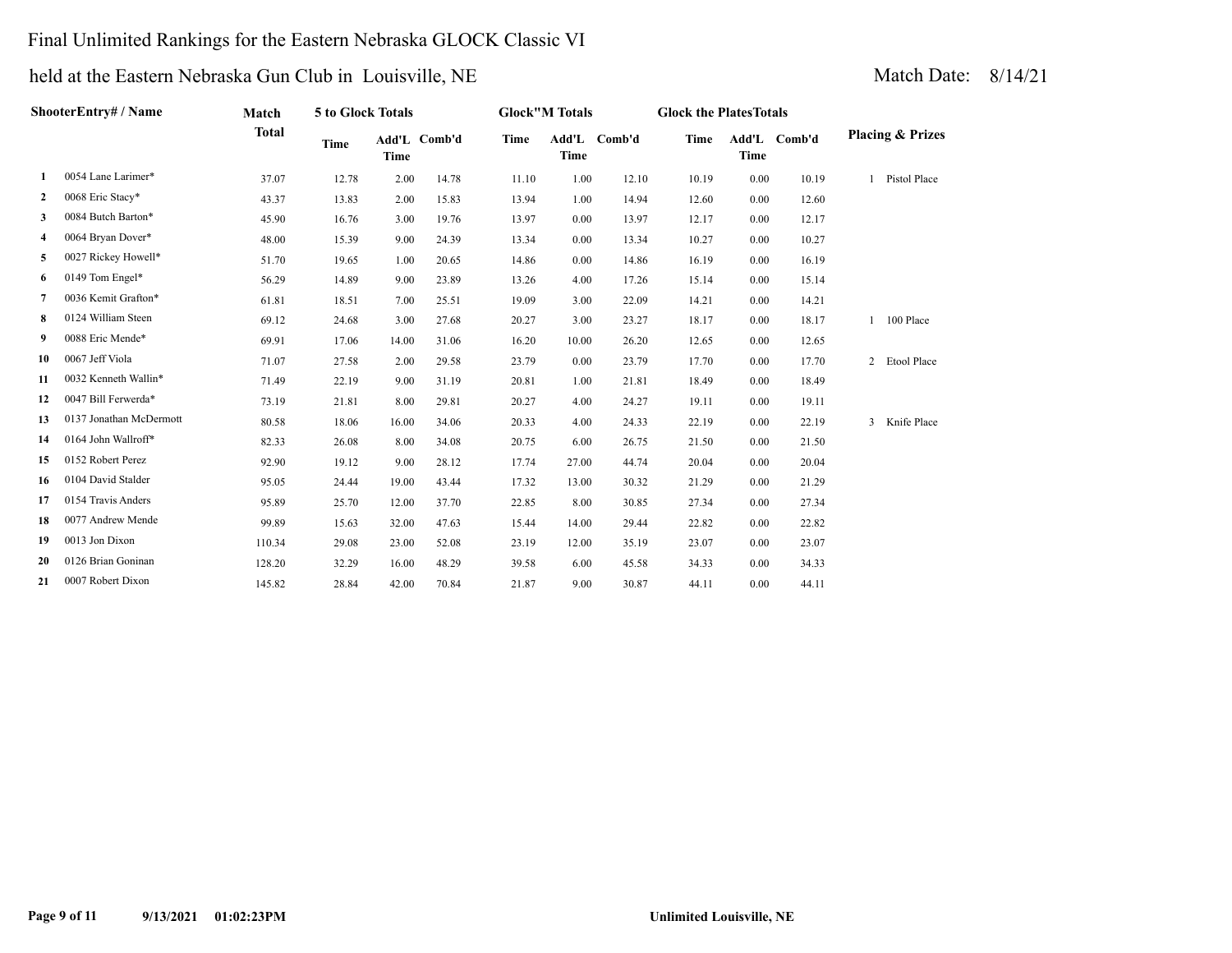# Final Unlimited Rankings for the Eastern Nebraska GLOCK Classic VI

## held at the Eastern Nebraska Gun Club in Louisville, NE

Match Date: 8/14/21

| | ShooterEntry# / Name | Match Total | 5 to Glock Totals | | | Glock"M Totals | | | Glock the PlatesTotals | | | Placing & Prizes |
|---|---|---|---|---|---|---|---|---|---|---|---|---|
| | | | Time | Add'L Time | Comb'd | Time | Add'L Time | Comb'd | Time | Add'L Time | Comb'd | |
| 1 | 0054 Lane Larimer* | 37.07 | 12.78 | 2.00 | 14.78 | 11.10 | 1.00 | 12.10 | 10.19 | 0.00 | 10.19 | 1 Pistol Place |
| 2 | 0068 Eric Stacy* | 43.37 | 13.83 | 2.00 | 15.83 | 13.94 | 1.00 | 14.94 | 12.60 | 0.00 | 12.60 | |
| 3 | 0084 Butch Barton* | 45.90 | 16.76 | 3.00 | 19.76 | 13.97 | 0.00 | 13.97 | 12.17 | 0.00 | 12.17 | |
| 4 | 0064 Bryan Dover* | 48.00 | 15.39 | 9.00 | 24.39 | 13.34 | 0.00 | 13.34 | 10.27 | 0.00 | 10.27 | |
| 5 | 0027 Rickey Howell* | 51.70 | 19.65 | 1.00 | 20.65 | 14.86 | 0.00 | 14.86 | 16.19 | 0.00 | 16.19 | |
| 6 | 0149 Tom Engel* | 56.29 | 14.89 | 9.00 | 23.89 | 13.26 | 4.00 | 17.26 | 15.14 | 0.00 | 15.14 | |
| 7 | 0036 Kemit Grafton* | 61.81 | 18.51 | 7.00 | 25.51 | 19.09 | 3.00 | 22.09 | 14.21 | 0.00 | 14.21 | |
| 8 | 0124 William Steen | 69.12 | 24.68 | 3.00 | 27.68 | 20.27 | 3.00 | 23.27 | 18.17 | 0.00 | 18.17 | 1 100 Place |
| 9 | 0088 Eric Mende* | 69.91 | 17.06 | 14.00 | 31.06 | 16.20 | 10.00 | 26.20 | 12.65 | 0.00 | 12.65 | |
| 10 | 0067 Jeff Viola | 71.07 | 27.58 | 2.00 | 29.58 | 23.79 | 0.00 | 23.79 | 17.70 | 0.00 | 17.70 | 2 Etool Place |
| 11 | 0032 Kenneth Wallin* | 71.49 | 22.19 | 9.00 | 31.19 | 20.81 | 1.00 | 21.81 | 18.49 | 0.00 | 18.49 | |
| 12 | 0047 Bill Ferwerda* | 73.19 | 21.81 | 8.00 | 29.81 | 20.27 | 4.00 | 24.27 | 19.11 | 0.00 | 19.11 | |
| 13 | 0137 Jonathan McDermott | 80.58 | 18.06 | 16.00 | 34.06 | 20.33 | 4.00 | 24.33 | 22.19 | 0.00 | 22.19 | 3 Knife Place |
| 14 | 0164 John Wallroff* | 82.33 | 26.08 | 8.00 | 34.08 | 20.75 | 6.00 | 26.75 | 21.50 | 0.00 | 21.50 | |
| 15 | 0152 Robert Perez | 92.90 | 19.12 | 9.00 | 28.12 | 17.74 | 27.00 | 44.74 | 20.04 | 0.00 | 20.04 | |
| 16 | 0104 David Stalder | 95.05 | 24.44 | 19.00 | 43.44 | 17.32 | 13.00 | 30.32 | 21.29 | 0.00 | 21.29 | |
| 17 | 0154 Travis Anders | 95.89 | 25.70 | 12.00 | 37.70 | 22.85 | 8.00 | 30.85 | 27.34 | 0.00 | 27.34 | |
| 18 | 0077 Andrew Mende | 99.89 | 15.63 | 32.00 | 47.63 | 15.44 | 14.00 | 29.44 | 22.82 | 0.00 | 22.82 | |
| 19 | 0013 Jon Dixon | 110.34 | 29.08 | 23.00 | 52.08 | 23.19 | 12.00 | 35.19 | 23.07 | 0.00 | 23.07 | |
| 20 | 0126 Brian Goninan | 128.20 | 32.29 | 16.00 | 48.29 | 39.58 | 6.00 | 45.58 | 34.33 | 0.00 | 34.33 | |
| 21 | 0007 Robert Dixon | 145.82 | 28.84 | 42.00 | 70.84 | 21.87 | 9.00 | 30.87 | 44.11 | 0.00 | 44.11 | |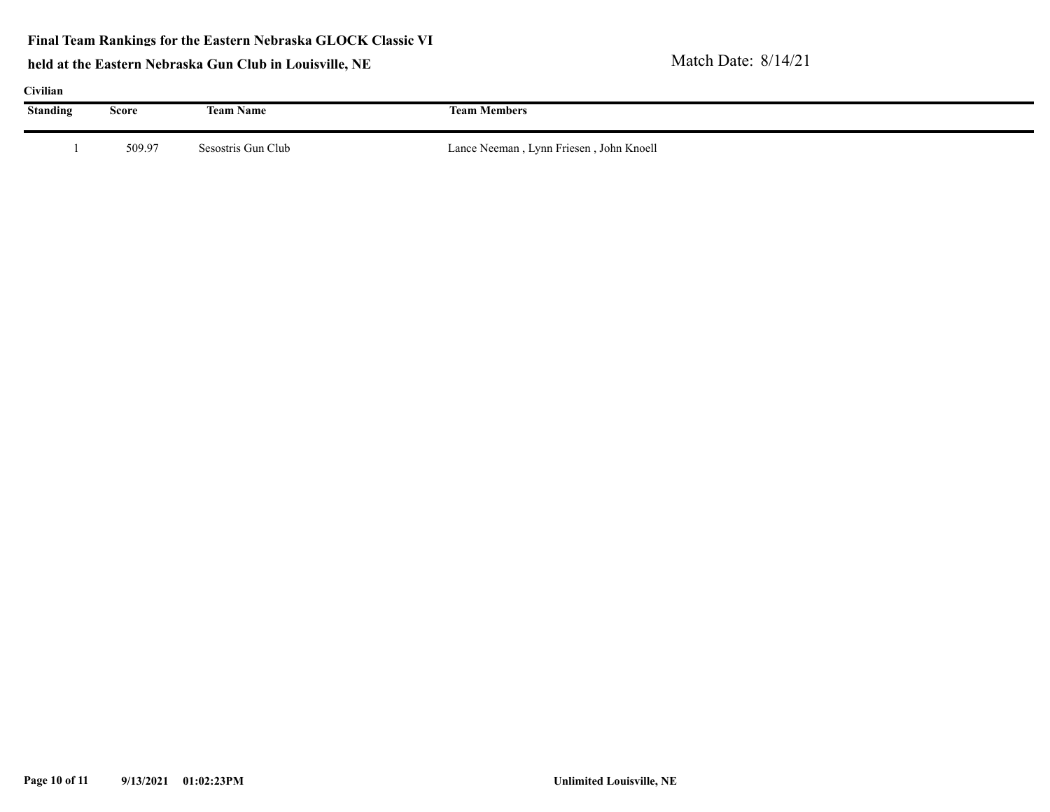**Final Team Rankings for the Eastern Nebraska GLOCK Classic VI**

**held at the Eastern Nebraska Gun Club in Louisville, NE**

Match Date: 8/14/21

**Civilian**

| Standing | Score | Team Name | Team Members |
|---|---|---|---|
| 1 | 509.97 | Sesostris Gun Club | Lance Neeman , Lynn Friesen , John Knoell |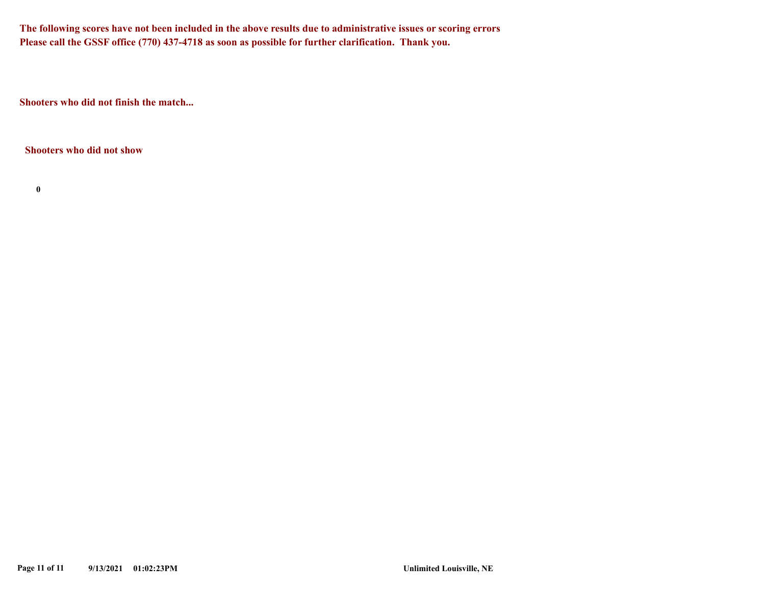**The following scores have not been included in the above results due to administrative issues or scoring errors**
**Please call the GSSF office (770) 437-4718 as soon as possible for further clarification. Thank you.**

**Shooters who did not finish the match...**

**Shooters who did not show**

**0**